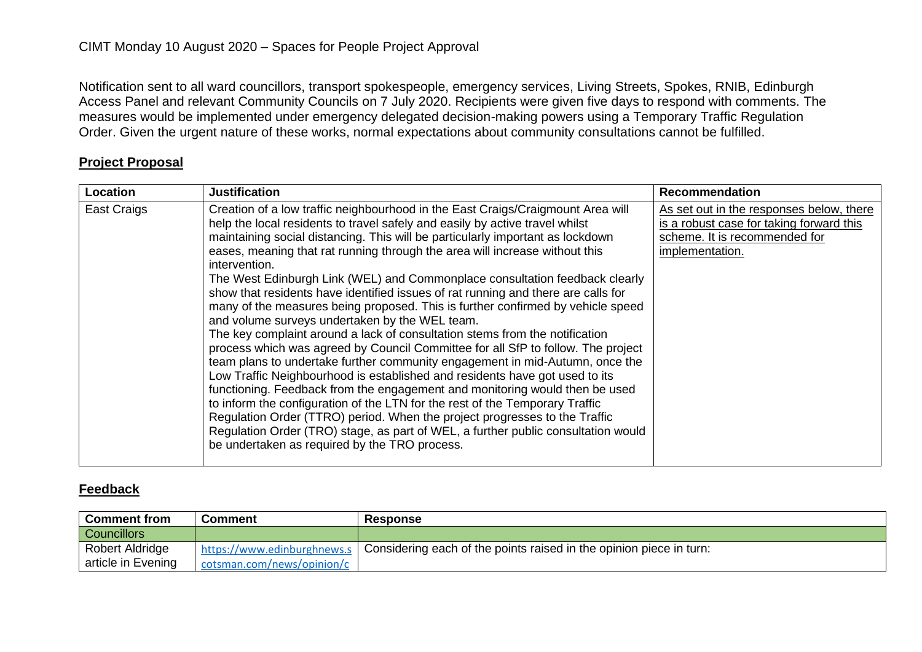CIMT Monday 10 August 2020 – Spaces for People Project Approval

Notification sent to all ward councillors, transport spokespeople, emergency services, Living Streets, Spokes, RNIB, Edinburgh Access Panel and relevant Community Councils on 7 July 2020. Recipients were given five days to respond with comments. The measures would be implemented under emergency delegated decision-making powers using a Temporary Traffic Regulation Order. Given the urgent nature of these works, normal expectations about community consultations cannot be fulfilled.

## **Project Proposal**

| Location | Justification | Recommendation |
|---|---|---|
| East Craigs | Creation of a low traffic neighbourhood in the East Craigs/Craigmount Area will help the local residents to travel safely and easily by active travel whilst maintaining social distancing. This will be particularly important as lockdown eases, meaning that rat running through the area will increase without this intervention.<br>The West Edinburgh Link (WEL) and Commonplace consultation feedback clearly show that residents have identified issues of rat running and there are calls for many of the measures being proposed. This is further confirmed by vehicle speed and volume surveys undertaken by the WEL team.<br>The key complaint around a lack of consultation stems from the notification process which was agreed by Council Committee for all SfP to follow. The project team plans to undertake further community engagement in mid-Autumn, once the Low Traffic Neighbourhood is established and residents have got used to its functioning. Feedback from the engagement and monitoring would then be used to inform the configuration of the LTN for the rest of the Temporary Traffic Regulation Order (TTRO) period. When the project progresses to the Traffic Regulation Order (TRO) stage, as part of WEL, a further public consultation would be undertaken as required by the TRO process. | As set out in the responses below, there is a robust case for taking forward this scheme. It is recommended for implementation. |

## **Feedback**

| Comment from | Comment | Response |
|---|---|---|
| Councillors | | |
| Robert Aldridge article in Evening | https://www.edinburghnews.scotsman.com/news/opinion/c | Considering each of the points raised in the opinion piece in turn: |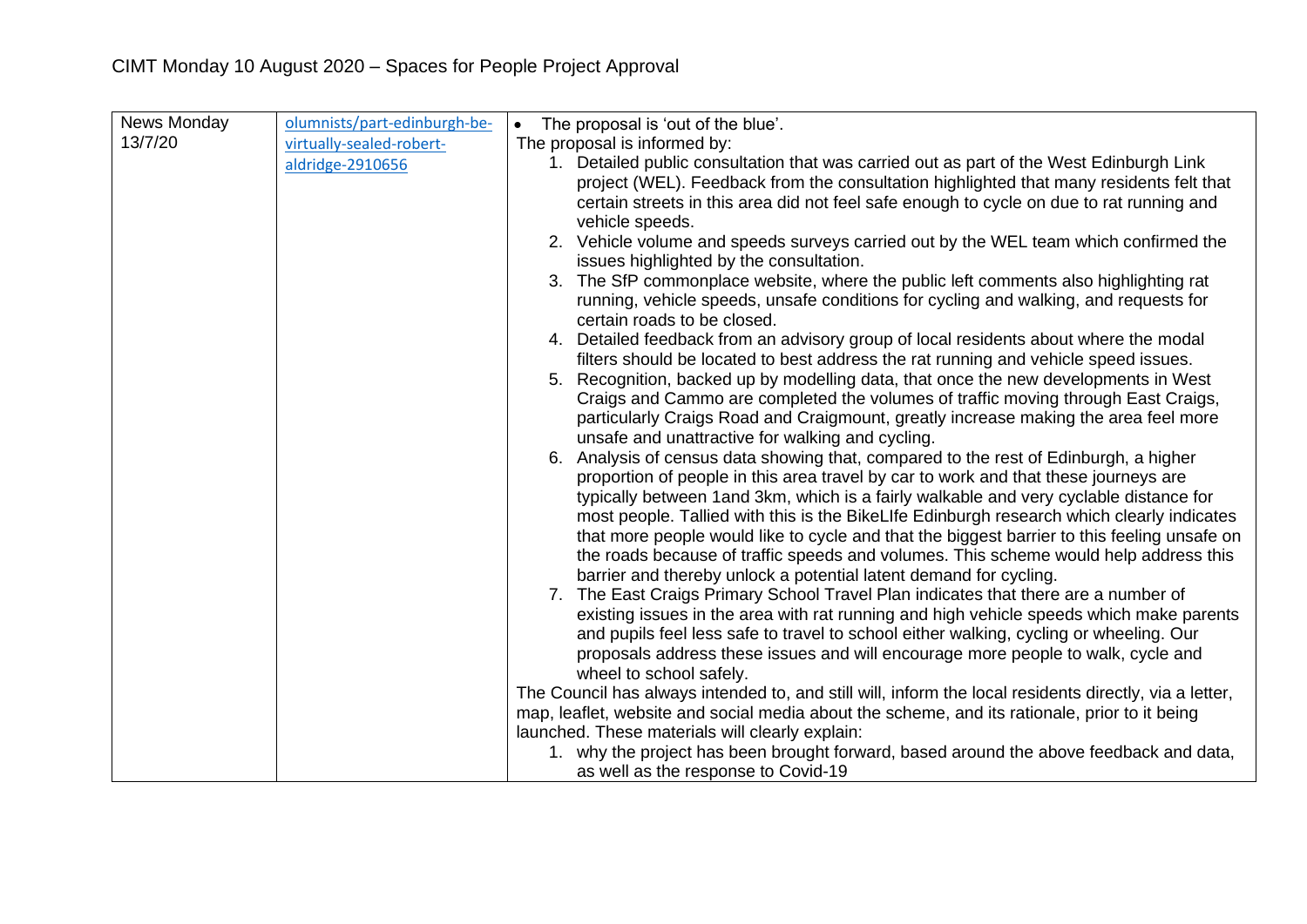# CIMT Monday 10 August 2020 – Spaces for People Project Approval

| | | |
|---|---|---|
| News Monday 13/7/20 | olumnists/part-edinburgh-be-virtually-sealed-robert-aldridge-2910656 | • The proposal is 'out of the blue'.<br>The proposal is informed by:<br>1. Detailed public consultation that was carried out as part of the West Edinburgh Link project (WEL). Feedback from the consultation highlighted that many residents felt that certain streets in this area did not feel safe enough to cycle on due to rat running and vehicle speeds.<br>2. Vehicle volume and speeds surveys carried out by the WEL team which confirmed the issues highlighted by the consultation.<br>3. The SfP commonplace website, where the public left comments also highlighting rat running, vehicle speeds, unsafe conditions for cycling and walking, and requests for certain roads to be closed.<br>4. Detailed feedback from an advisory group of local residents about where the modal filters should be located to best address the rat running and vehicle speed issues.<br>5. Recognition, backed up by modelling data, that once the new developments in West Craigs and Cammo are completed the volumes of traffic moving through East Craigs, particularly Craigs Road and Craigmount, greatly increase making the area feel more unsafe and unattractive for walking and cycling.<br>6. Analysis of census data showing that, compared to the rest of Edinburgh, a higher proportion of people in this area travel by car to work and that these journeys are typically between 1and 3km, which is a fairly walkable and very cyclable distance for most people. Tallied with this is the BikeLIfe Edinburgh research which clearly indicates that more people would like to cycle and that the biggest barrier to this feeling unsafe on the roads because of traffic speeds and volumes. This scheme would help address this barrier and thereby unlock a potential latent demand for cycling.<br>7. The East Craigs Primary School Travel Plan indicates that there are a number of existing issues in the area with rat running and high vehicle speeds which make parents and pupils feel less safe to travel to school either walking, cycling or wheeling. Our proposals address these issues and will encourage more people to walk, cycle and wheel to school safely.<br>The Council has always intended to, and still will, inform the local residents directly, via a letter, map, leaflet, website and social media about the scheme, and its rationale, prior to it being launched. These materials will clearly explain:<br>1. why the project has been brought forward, based around the above feedback and data, as well as the response to Covid-19 |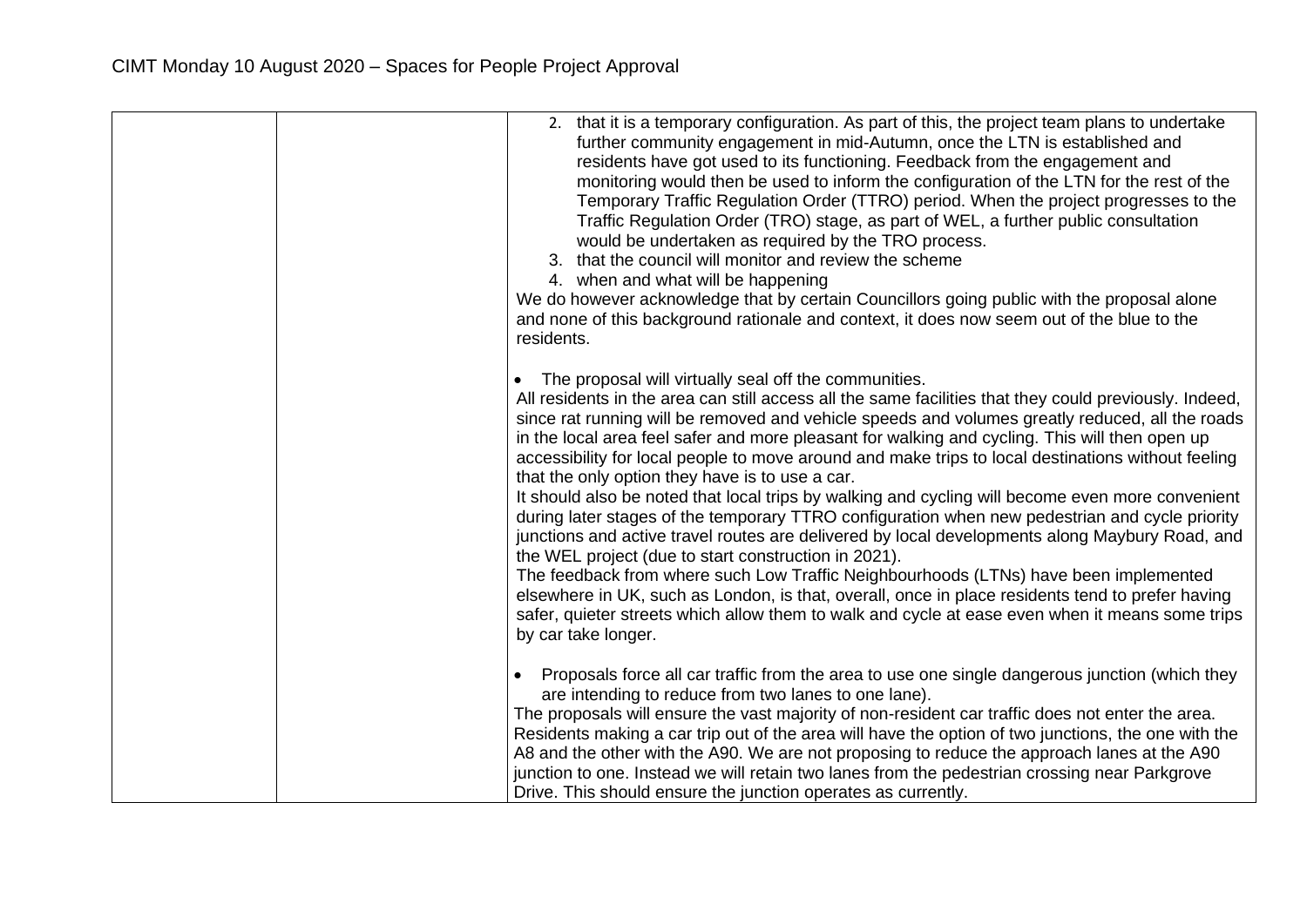| | | |
|---|---|---|
| | | 2. that it is a temporary configuration. As part of this, the project team plans to undertake further community engagement in mid-Autumn, once the LTN is established and residents have got used to its functioning. Feedback from the engagement and monitoring would then be used to inform the configuration of the LTN for the rest of the Temporary Traffic Regulation Order (TTRO) period. When the project progresses to the Traffic Regulation Order (TRO) stage, as part of WEL, a further public consultation would be undertaken as required by the TRO process.<br>3. that the council will monitor and review the scheme<br>4. when and what will be happening<br>We do however acknowledge that by certain Councillors going public with the proposal alone and none of this background rationale and context, it does now seem out of the blue to the residents.<br><br>• The proposal will virtually seal off the communities.<br>All residents in the area can still access all the same facilities that they could previously. Indeed, since rat running will be removed and vehicle speeds and volumes greatly reduced, all the roads in the local area feel safer and more pleasant for walking and cycling. This will then open up accessibility for local people to move around and make trips to local destinations without feeling that the only option they have is to use a car.<br>It should also be noted that local trips by walking and cycling will become even more convenient during later stages of the temporary TTRO configuration when new pedestrian and cycle priority junctions and active travel routes are delivered by local developments along Maybury Road, and the WEL project (due to start construction in 2021).<br>The feedback from where such Low Traffic Neighbourhoods (LTNs) have been implemented elsewhere in UK, such as London, is that, overall, once in place residents tend to prefer having safer, quieter streets which allow them to walk and cycle at ease even when it means some trips by car take longer.<br><br>• Proposals force all car traffic from the area to use one single dangerous junction (which they are intending to reduce from two lanes to one lane).<br>The proposals will ensure the vast majority of non-resident car traffic does not enter the area. Residents making a car trip out of the area will have the option of two junctions, the one with the A8 and the other with the A90. We are not proposing to reduce the approach lanes at the A90 junction to one. Instead we will retain two lanes from the pedestrian crossing near Parkgrove Drive. This should ensure the junction operates as currently. |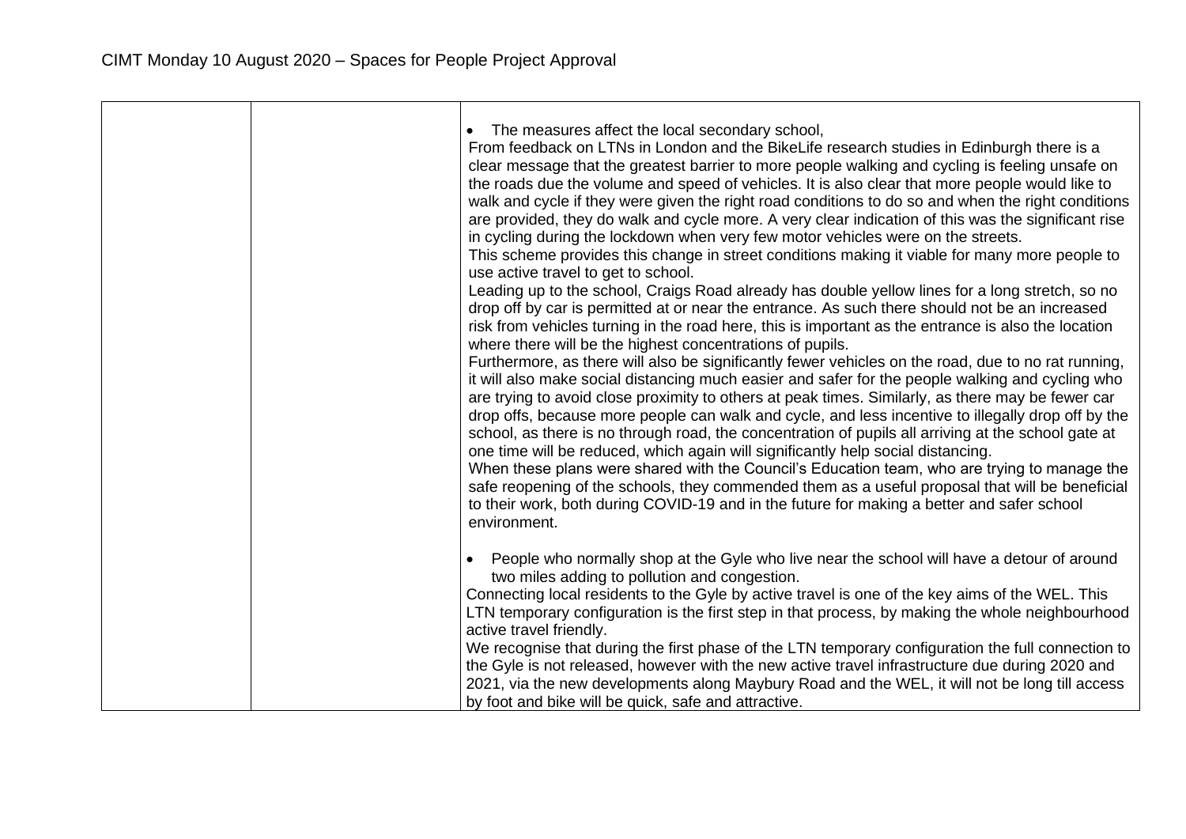| | | |
|---|---|---|
| | | • The measures affect the local secondary school,<br>From feedback on LTNs in London and the BikeLife research studies in Edinburgh there is a clear message that the greatest barrier to more people walking and cycling is feeling unsafe on the roads due the volume and speed of vehicles. It is also clear that more people would like to walk and cycle if they were given the right road conditions to do so and when the right conditions are provided, they do walk and cycle more. A very clear indication of this was the significant rise in cycling during the lockdown when very few motor vehicles were on the streets.<br>This scheme provides this change in street conditions making it viable for many more people to use active travel to get to school.<br>Leading up to the school, Craigs Road already has double yellow lines for a long stretch, so no drop off by car is permitted at or near the entrance. As such there should not be an increased risk from vehicles turning in the road here, this is important as the entrance is also the location where there will be the highest concentrations of pupils.<br>Furthermore, as there will also be significantly fewer vehicles on the road, due to no rat running, it will also make social distancing much easier and safer for the people walking and cycling who are trying to avoid close proximity to others at peak times. Similarly, as there may be fewer car drop offs, because more people can walk and cycle, and less incentive to illegally drop off by the school, as there is no through road, the concentration of pupils all arriving at the school gate at one time will be reduced, which again will significantly help social distancing.<br>When these plans were shared with the Council's Education team, who are trying to manage the safe reopening of the schools, they commended them as a useful proposal that will be beneficial to their work, both during COVID-19 and in the future for making a better and safer school environment. |
| | | • People who normally shop at the Gyle who live near the school will have a detour of around two miles adding to pollution and congestion.<br>Connecting local residents to the Gyle by active travel is one of the key aims of the WEL. This LTN temporary configuration is the first step in that process, by making the whole neighbourhood active travel friendly.<br>We recognise that during the first phase of the LTN temporary configuration the full connection to the Gyle is not released, however with the new active travel infrastructure due during 2020 and 2021, via the new developments along Maybury Road and the WEL, it will not be long till access by foot and bike will be quick, safe and attractive. |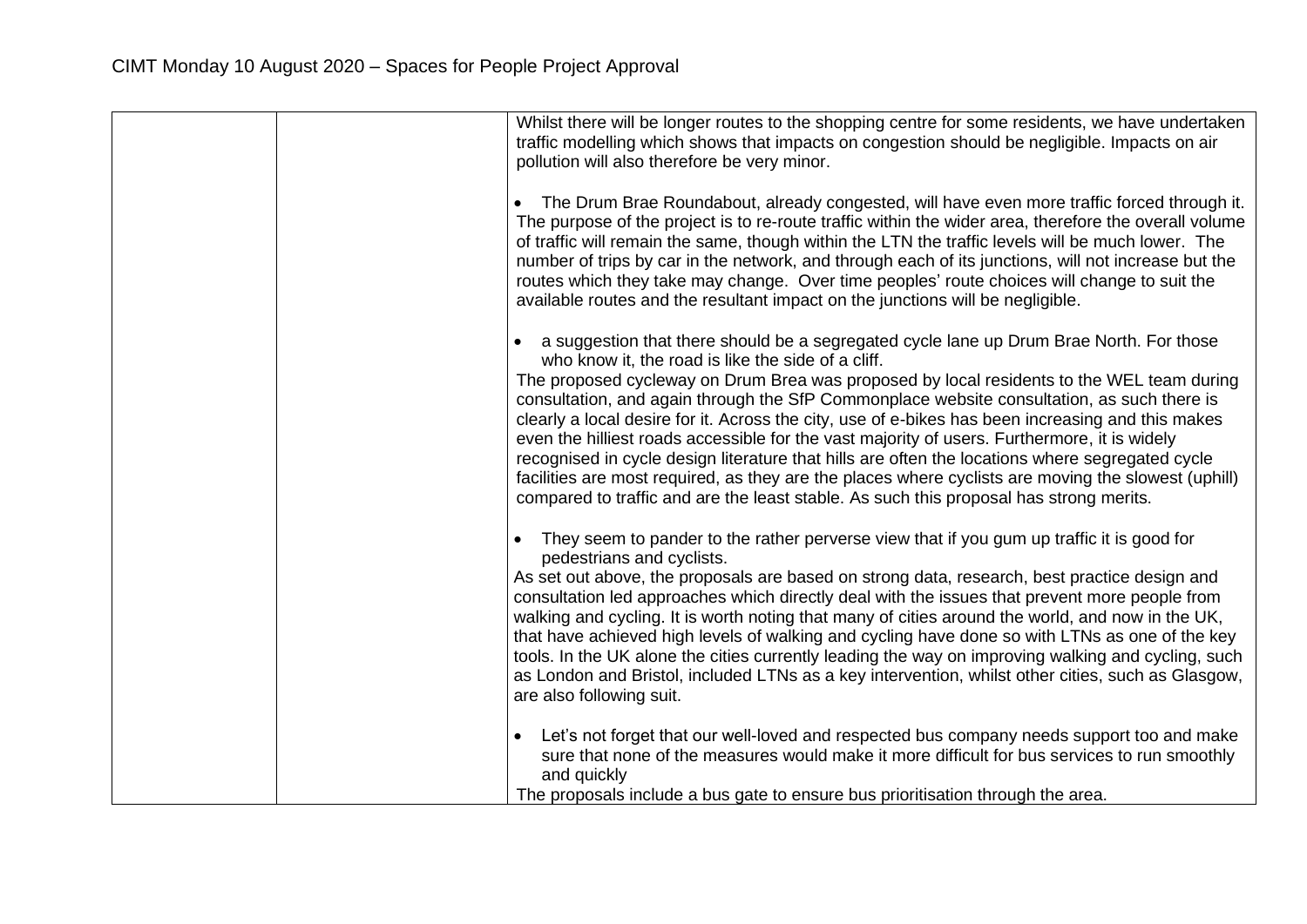| | | Whilst there will be longer routes to the shopping centre for some residents, we have undertaken traffic modelling which shows that impacts on congestion should be negligible. Impacts on air pollution will also therefore be very minor.<br><br>• The Drum Brae Roundabout, already congested, will have even more traffic forced through it.<br>The purpose of the project is to re-route traffic within the wider area, therefore the overall volume of traffic will remain the same, though within the LTN the traffic levels will be much lower. The number of trips by car in the network, and through each of its junctions, will not increase but the routes which they take may change. Over time peoples' route choices will change to suit the available routes and the resultant impact on the junctions will be negligible.<br><br>• a suggestion that there should be a segregated cycle lane up Drum Brae North. For those who know it, the road is like the side of a cliff.<br>The proposed cycleway on Drum Brea was proposed by local residents to the WEL team during consultation, and again through the SfP Commonplace website consultation, as such there is clearly a local desire for it. Across the city, use of e-bikes has been increasing and this makes even the hilliest roads accessible for the vast majority of users. Furthermore, it is widely recognised in cycle design literature that hills are often the locations where segregated cycle facilities are most required, as they are the places where cyclists are moving the slowest (uphill) compared to traffic and are the least stable. As such this proposal has strong merits.<br><br>• They seem to pander to the rather perverse view that if you gum up traffic it is good for pedestrians and cyclists.<br>As set out above, the proposals are based on strong data, research, best practice design and consultation led approaches which directly deal with the issues that prevent more people from walking and cycling. It is worth noting that many of cities around the world, and now in the UK, that have achieved high levels of walking and cycling have done so with LTNs as one of the key tools. In the UK alone the cities currently leading the way on improving walking and cycling, such as London and Bristol, included LTNs as a key intervention, whilst other cities, such as Glasgow, are also following suit.<br><br>• Let's not forget that our well-loved and respected bus company needs support too and make sure that none of the measures would make it more difficult for bus services to run smoothly and quickly<br>The proposals include a bus gate to ensure bus prioritisation through the area. |
|---|---|---|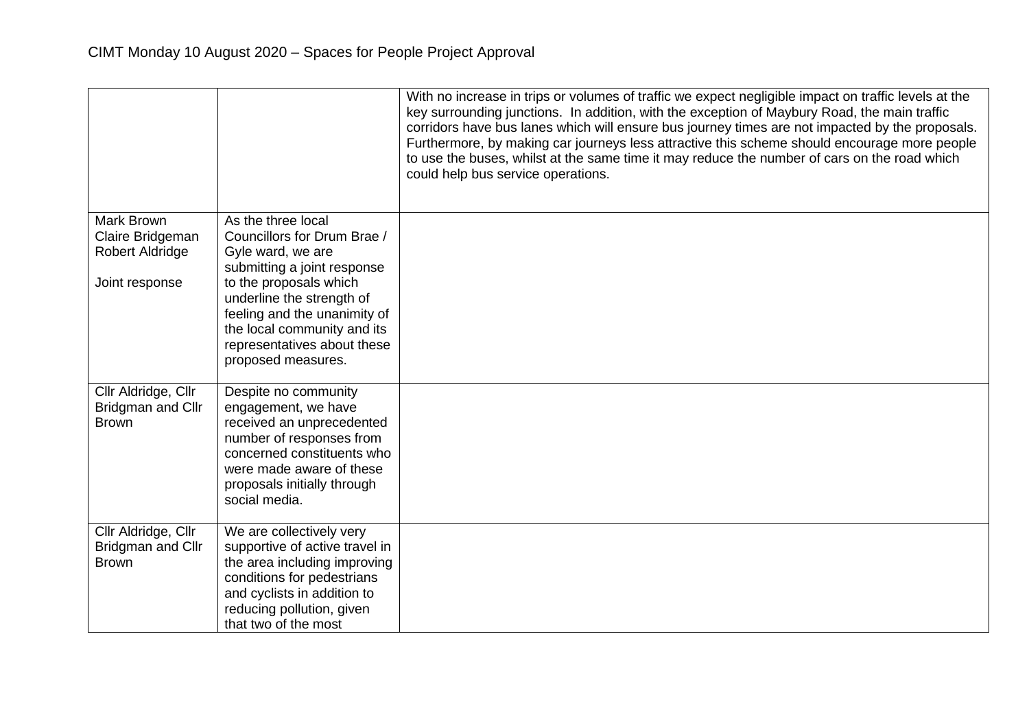| | | |
|---|---|---|
| | | With no increase in trips or volumes of traffic we expect negligible impact on traffic levels at the key surrounding junctions. In addition, with the exception of Maybury Road, the main traffic corridors have bus lanes which will ensure bus journey times are not impacted by the proposals. Furthermore, by making car journeys less attractive this scheme should encourage more people to use the buses, whilst at the same time it may reduce the number of cars on the road which could help bus service operations. |
| Mark Brown<br>Claire Bridgeman<br>Robert Aldridge<br><br>Joint response | As the three local Councillors for Drum Brae / Gyle ward, we are submitting a joint response to the proposals which underline the strength of feeling and the unanimity of the local community and its representatives about these proposed measures. | |
| Cllr Aldridge, Cllr Bridgman and Cllr Brown | Despite no community engagement, we have received an unprecedented number of responses from concerned constituents who were made aware of these proposals initially through social media. | |
| Cllr Aldridge, Cllr Bridgman and Cllr Brown | We are collectively very supportive of active travel in the area including improving conditions for pedestrians and cyclists in addition to reducing pollution, given that two of the most | |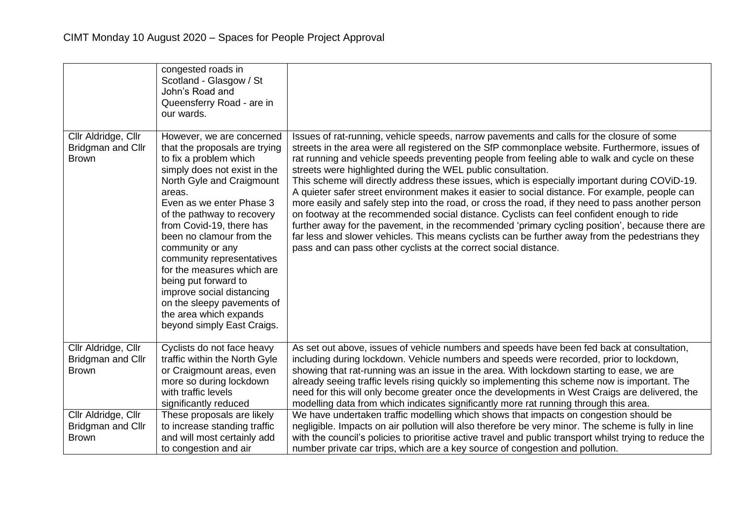| | | |
|---|---|---|
| | congested roads in Scotland - Glasgow / St John's Road and Queensferry Road - are in our wards. | |
| Cllr Aldridge, Cllr Bridgman and Cllr Brown | However, we are concerned that the proposals are trying to fix a problem which simply does not exist in the North Gyle and Craigmount areas.<br>Even as we enter Phase 3 of the pathway to recovery from Covid-19, there has been no clamour from the community or any community representatives for the measures which are being put forward to improve social distancing on the sleepy pavements of the area which expands beyond simply East Craigs. | Issues of rat-running, vehicle speeds, narrow pavements and calls for the closure of some streets in the area were all registered on the SfP commonplace website. Furthermore, issues of rat running and vehicle speeds preventing people from feeling able to walk and cycle on these streets were highlighted during the WEL public consultation.<br>This scheme will directly address these issues, which is especially important during COViD-19. A quieter safer street environment makes it easier to social distance. For example, people can more easily and safely step into the road, or cross the road, if they need to pass another person on footway at the recommended social distance. Cyclists can feel confident enough to ride further away for the pavement, in the recommended 'primary cycling position', because there are far less and slower vehicles. This means cyclists can be further away from the pedestrians they pass and can pass other cyclists at the correct social distance. |
| Cllr Aldridge, Cllr Bridgman and Cllr Brown | Cyclists do not face heavy traffic within the North Gyle or Craigmount areas, even more so during lockdown with traffic levels significantly reduced | As set out above, issues of vehicle numbers and speeds have been fed back at consultation, including during lockdown. Vehicle numbers and speeds were recorded, prior to lockdown, showing that rat-running was an issue in the area. With lockdown starting to ease, we are already seeing traffic levels rising quickly so implementing this scheme now is important. The need for this will only become greater once the developments in West Craigs are delivered, the modelling data from which indicates significantly more rat running through this area. |
| Cllr Aldridge, Cllr Bridgman and Cllr Brown | These proposals are likely to increase standing traffic and will most certainly add to congestion and air | We have undertaken traffic modelling which shows that impacts on congestion should be negligible. Impacts on air pollution will also therefore be very minor. The scheme is fully in line with the council's policies to prioritise active travel and public transport whilst trying to reduce the number private car trips, which are a key source of congestion and pollution. |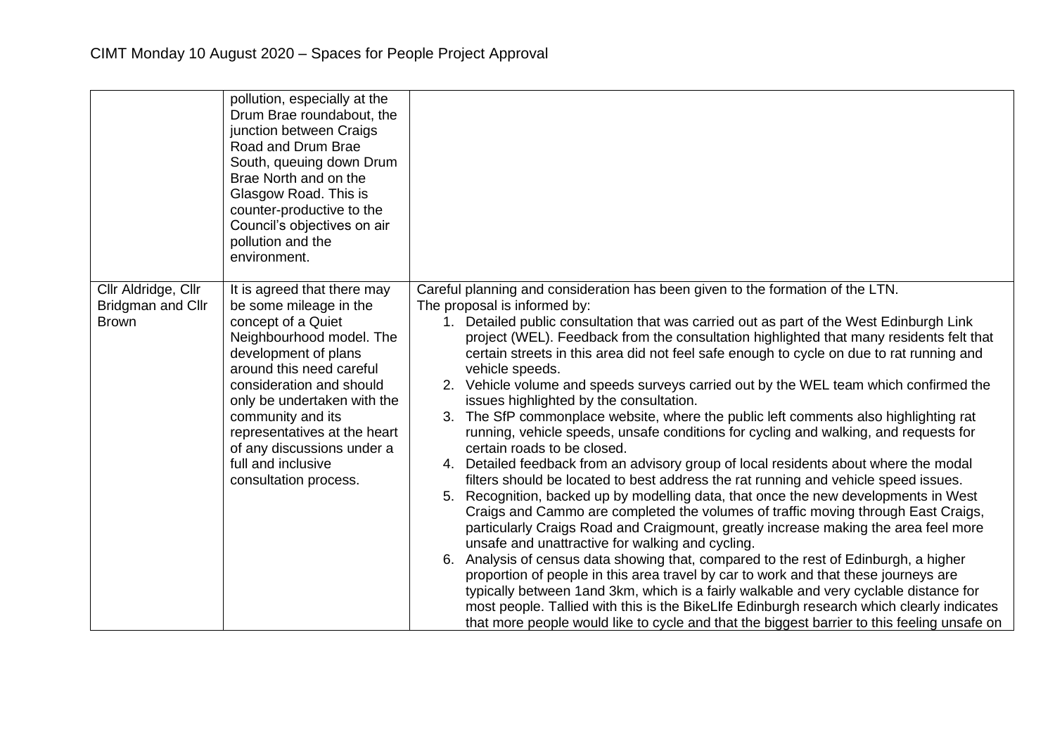| | | |
|---|---|---|
| | pollution, especially at the Drum Brae roundabout, the junction between Craigs Road and Drum Brae South, queuing down Drum Brae North and on the Glasgow Road. This is counter-productive to the Council's objectives on air pollution and the environment. | |
| Cllr Aldridge, Cllr Bridgman and Cllr Brown | It is agreed that there may be some mileage in the concept of a Quiet Neighbourhood model. The development of plans around this need careful consideration and should only be undertaken with the community and its representatives at the heart of any discussions under a full and inclusive consultation process. | Careful planning and consideration has been given to the formation of the LTN.<br>The proposal is informed by:<br>1. Detailed public consultation that was carried out as part of the West Edinburgh Link project (WEL). Feedback from the consultation highlighted that many residents felt that certain streets in this area did not feel safe enough to cycle on due to rat running and vehicle speeds.<br>2. Vehicle volume and speeds surveys carried out by the WEL team which confirmed the issues highlighted by the consultation.<br>3. The SfP commonplace website, where the public left comments also highlighting rat running, vehicle speeds, unsafe conditions for cycling and walking, and requests for certain roads to be closed.<br>4. Detailed feedback from an advisory group of local residents about where the modal filters should be located to best address the rat running and vehicle speed issues.<br>5. Recognition, backed up by modelling data, that once the new developments in West Craigs and Cammo are completed the volumes of traffic moving through East Craigs, particularly Craigs Road and Craigmount, greatly increase making the area feel more unsafe and unattractive for walking and cycling.<br>6. Analysis of census data showing that, compared to the rest of Edinburgh, a higher proportion of people in this area travel by car to work and that these journeys are typically between 1and 3km, which is a fairly walkable and very cyclable distance for most people. Tallied with this is the BikeLIfe Edinburgh research which clearly indicates that more people would like to cycle and that the biggest barrier to this feeling unsafe on |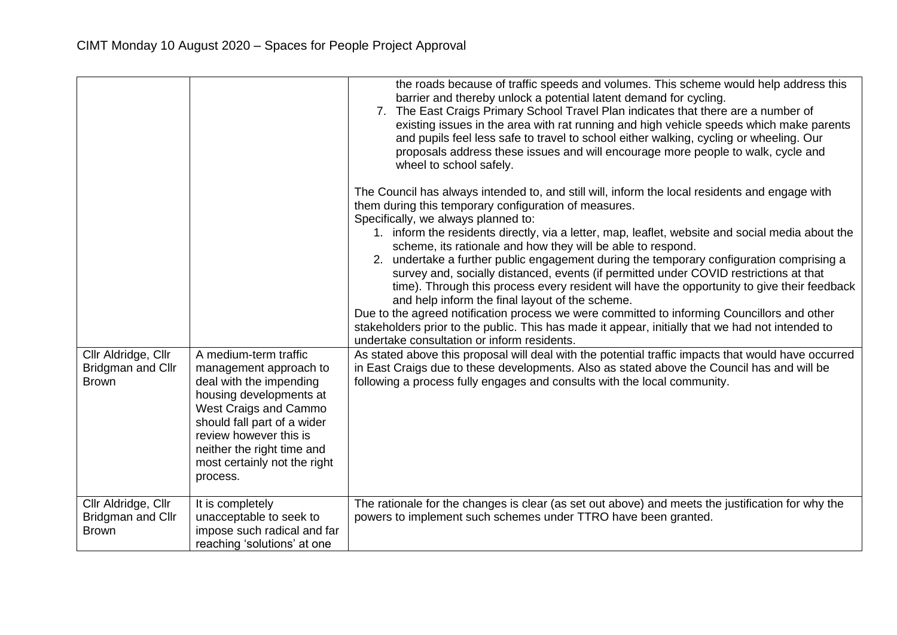| | | |
|---|---|---|
| | | the roads because of traffic speeds and volumes. This scheme would help address this barrier and thereby unlock a potential latent demand for cycling.<br>7. The East Craigs Primary School Travel Plan indicates that there are a number of existing issues in the area with rat running and high vehicle speeds which make parents and pupils feel less safe to travel to school either walking, cycling or wheeling. Our proposals address these issues and will encourage more people to walk, cycle and wheel to school safely.<br><br>The Council has always intended to, and still will, inform the local residents and engage with them during this temporary configuration of measures.<br>Specifically, we always planned to:<br>1. inform the residents directly, via a letter, map, leaflet, website and social media about the scheme, its rationale and how they will be able to respond.<br>2. undertake a further public engagement during the temporary configuration comprising a survey and, socially distanced, events (if permitted under COVID restrictions at that time). Through this process every resident will have the opportunity to give their feedback and help inform the final layout of the scheme.<br>Due to the agreed notification process we were committed to informing Councillors and other stakeholders prior to the public. This has made it appear, initially that we had not intended to undertake consultation or inform residents. |
| Cllr Aldridge, Cllr Bridgman and Cllr Brown | A medium-term traffic management approach to deal with the impending housing developments at West Craigs and Cammo should fall part of a wider review however this is neither the right time and most certainly not the right process. | As stated above this proposal will deal with the potential traffic impacts that would have occurred in East Craigs due to these developments. Also as stated above the Council has and will be following a process fully engages and consults with the local community. |
| Cllr Aldridge, Cllr Bridgman and Cllr Brown | It is completely unacceptable to seek to impose such radical and far reaching 'solutions' at one | The rationale for the changes is clear (as set out above) and meets the justification for why the powers to implement such schemes under TTRO have been granted. |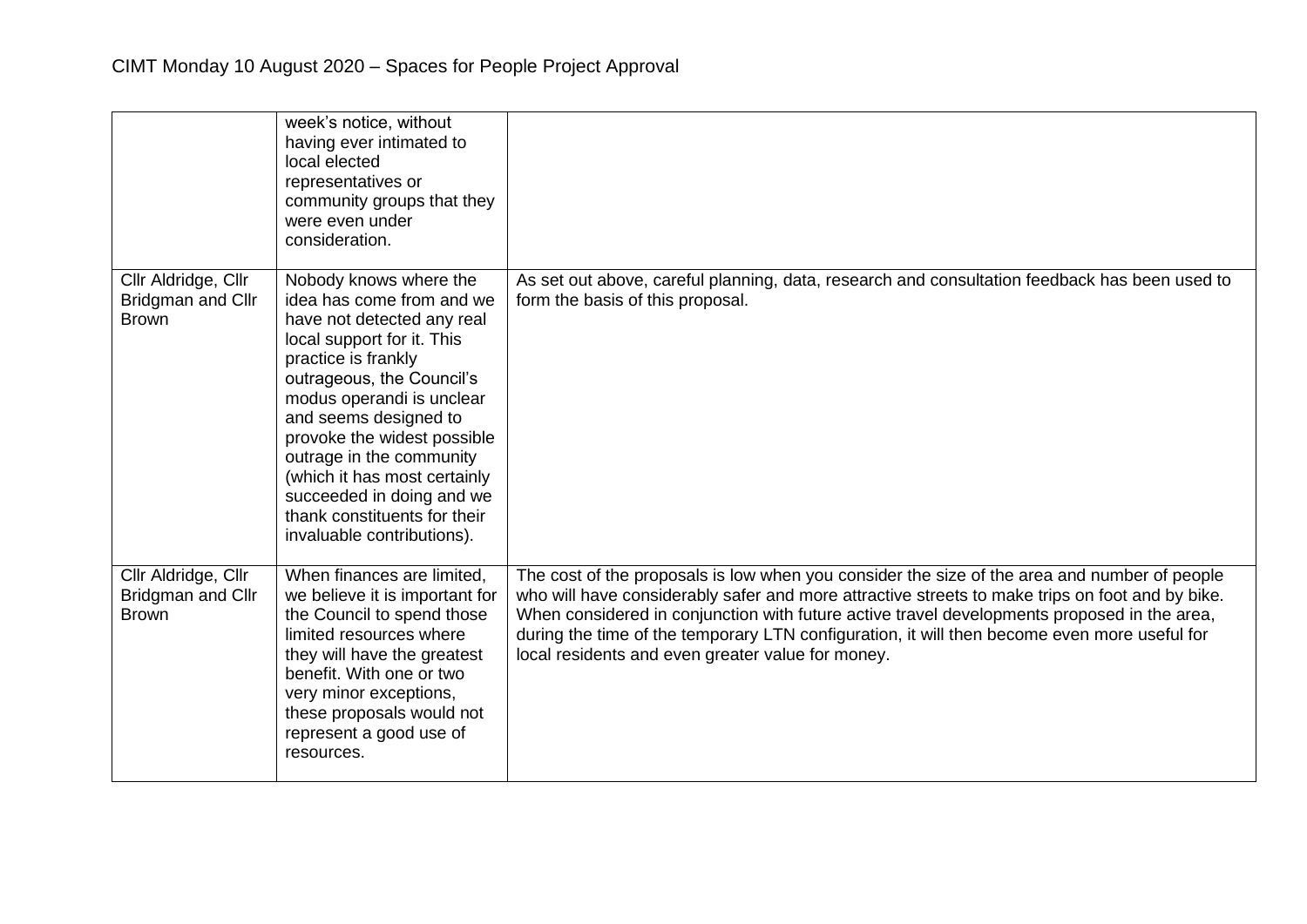| | | |
|---|---|---|
| | week's notice, without having ever intimated to local elected representatives or community groups that they were even under consideration. | |
| Cllr Aldridge, Cllr Bridgman and Cllr Brown | Nobody knows where the idea has come from and we have not detected any real local support for it. This practice is frankly outrageous, the Council's modus operandi is unclear and seems designed to provoke the widest possible outrage in the community (which it has most certainly succeeded in doing and we thank constituents for their invaluable contributions). | As set out above, careful planning, data, research and consultation feedback has been used to form the basis of this proposal. |
| Cllr Aldridge, Cllr Bridgman and Cllr Brown | When finances are limited, we believe it is important for the Council to spend those limited resources where they will have the greatest benefit. With one or two very minor exceptions, these proposals would not represent a good use of resources. | The cost of the proposals is low when you consider the size of the area and number of people who will have considerably safer and more attractive streets to make trips on foot and by bike. When considered in conjunction with future active travel developments proposed in the area, during the time of the temporary LTN configuration, it will then become even more useful for local residents and even greater value for money. |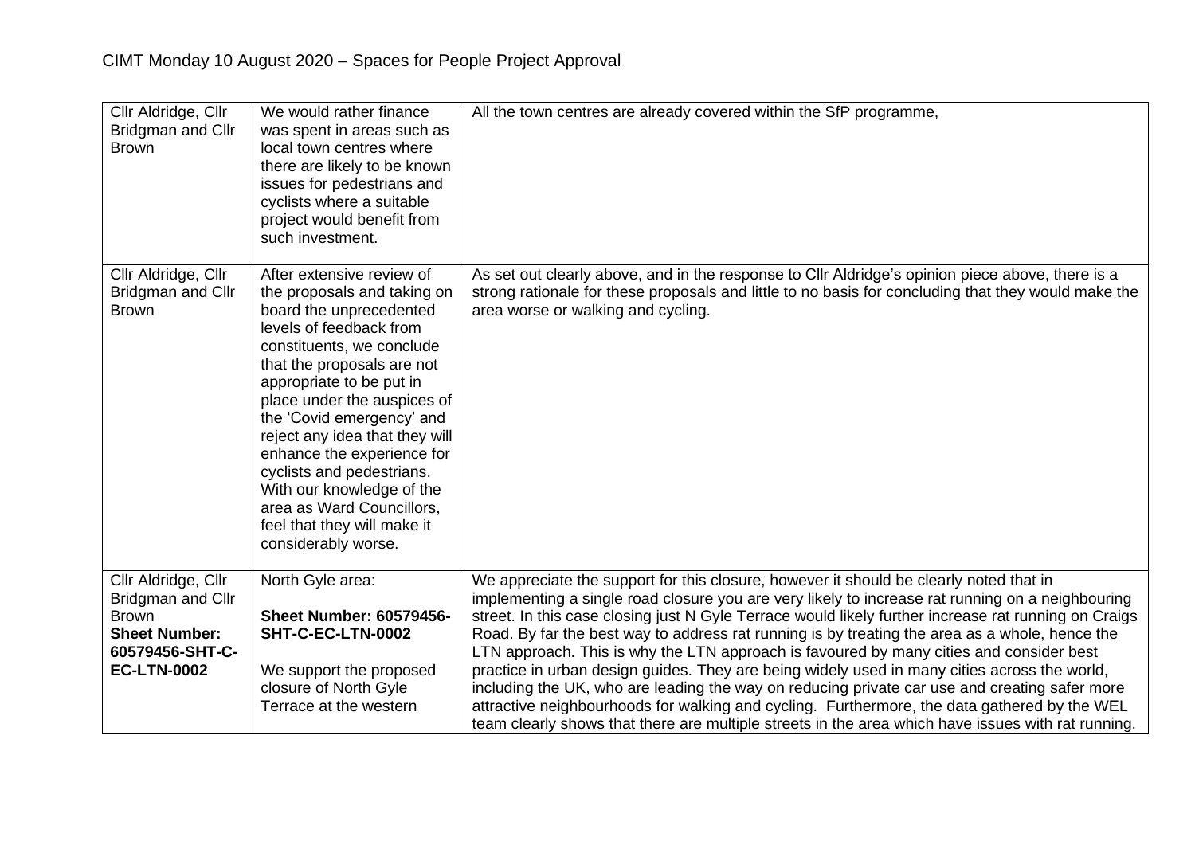# CIMT Monday 10 August 2020 – Spaces for People Project Approval

| | | |
|---|---|---|
| Cllr Aldridge, Cllr Bridgman and Cllr Brown | We would rather finance was spent in areas such as local town centres where there are likely to be known issues for pedestrians and cyclists where a suitable project would benefit from such investment. | All the town centres are already covered within the SfP programme, |
| Cllr Aldridge, Cllr Bridgman and Cllr Brown | After extensive review of the proposals and taking on board the unprecedented levels of feedback from constituents, we conclude that the proposals are not appropriate to be put in place under the auspices of the 'Covid emergency' and reject any idea that they will enhance the experience for cyclists and pedestrians. With our knowledge of the area as Ward Councillors, feel that they will make it considerably worse. | As set out clearly above, and in the response to Cllr Aldridge's opinion piece above, there is a strong rationale for these proposals and little to no basis for concluding that they would make the area worse or walking and cycling. |
| Cllr Aldridge, Cllr Bridgman and Cllr Brown **Sheet Number: 60579456-SHT-C-EC-LTN-0002** | North Gyle area: **Sheet Number: 60579456-SHT-C-EC-LTN-0002** We support the proposed closure of North Gyle Terrace at the western | We appreciate the support for this closure, however it should be clearly noted that in implementing a single road closure you are very likely to increase rat running on a neighbouring street. In this case closing just N Gyle Terrace would likely further increase rat running on Craigs Road. By far the best way to address rat running is by treating the area as a whole, hence the LTN approach. This is why the LTN approach is favoured by many cities and consider best practice in urban design guides. They are being widely used in many cities across the world, including the UK, who are leading the way on reducing private car use and creating safer more attractive neighbourhoods for walking and cycling. Furthermore, the data gathered by the WEL team clearly shows that there are multiple streets in the area which have issues with rat running. |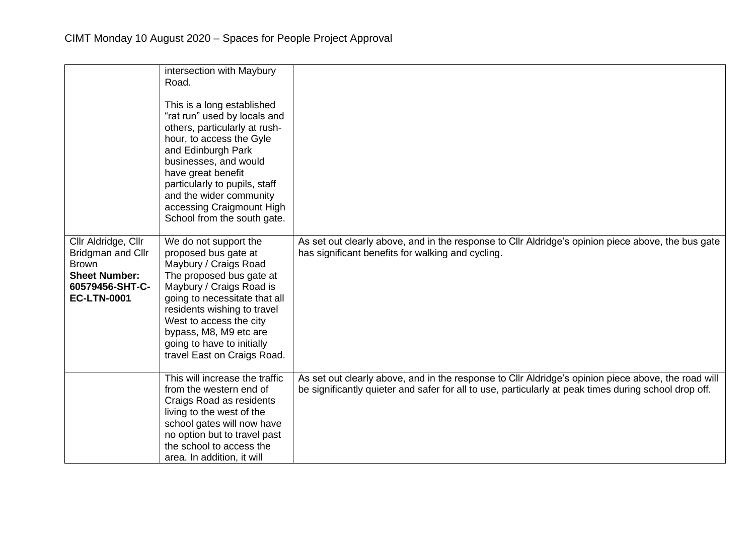CIMT Monday 10 August 2020 – Spaces for People Project Approval

| | | |
|---|---|---|
| | intersection with Maybury Road.<br><br>This is a long established “rat run” used by locals and others, particularly at rush-hour, to access the Gyle and Edinburgh Park businesses, and would have great benefit particularly to pupils, staff and the wider community accessing Craigmount High School from the south gate. | |
| Cllr Aldridge, Cllr Bridgman and Cllr Brown<br>**Sheet Number: 60579456-SHT-C-EC-LTN-0001** | We do not support the proposed bus gate at Maybury / Craigs Road The proposed bus gate at Maybury / Craigs Road is going to necessitate that all residents wishing to travel West to access the city bypass, M8, M9 etc are going to have to initially travel East on Craigs Road. | As set out clearly above, and in the response to Cllr Aldridge’s opinion piece above, the bus gate has significant benefits for walking and cycling. |
| | This will increase the traffic from the western end of Craigs Road as residents living to the west of the school gates will now have no option but to travel past the school to access the area. In addition, it will | As set out clearly above, and in the response to Cllr Aldridge’s opinion piece above, the road will be significantly quieter and safer for all to use, particularly at peak times during school drop off. |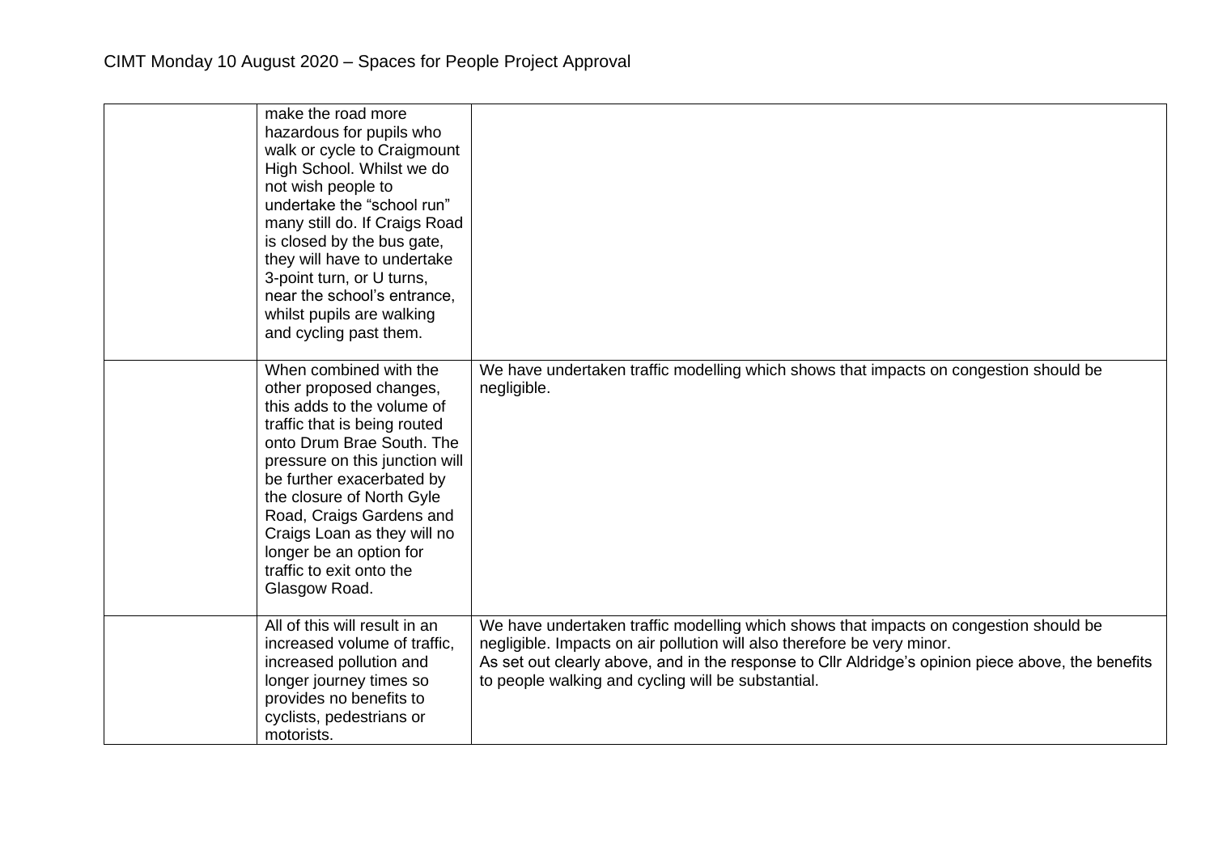| | | |
|---|---|---|
| | make the road more hazardous for pupils who walk or cycle to Craigmount High School. Whilst we do not wish people to undertake the "school run" many still do. If Craigs Road is closed by the bus gate, they will have to undertake 3-point turn, or U turns, near the school's entrance, whilst pupils are walking and cycling past them. | |
| | When combined with the other proposed changes, this adds to the volume of traffic that is being routed onto Drum Brae South. The pressure on this junction will be further exacerbated by the closure of North Gyle Road, Craigs Gardens and Craigs Loan as they will no longer be an option for traffic to exit onto the Glasgow Road. | We have undertaken traffic modelling which shows that impacts on congestion should be negligible. |
| | All of this will result in an increased volume of traffic, increased pollution and longer journey times so provides no benefits to cyclists, pedestrians or motorists. | We have undertaken traffic modelling which shows that impacts on congestion should be negligible. Impacts on air pollution will also therefore be very minor.<br>As set out clearly above, and in the response to Cllr Aldridge's opinion piece above, the benefits to people walking and cycling will be substantial. |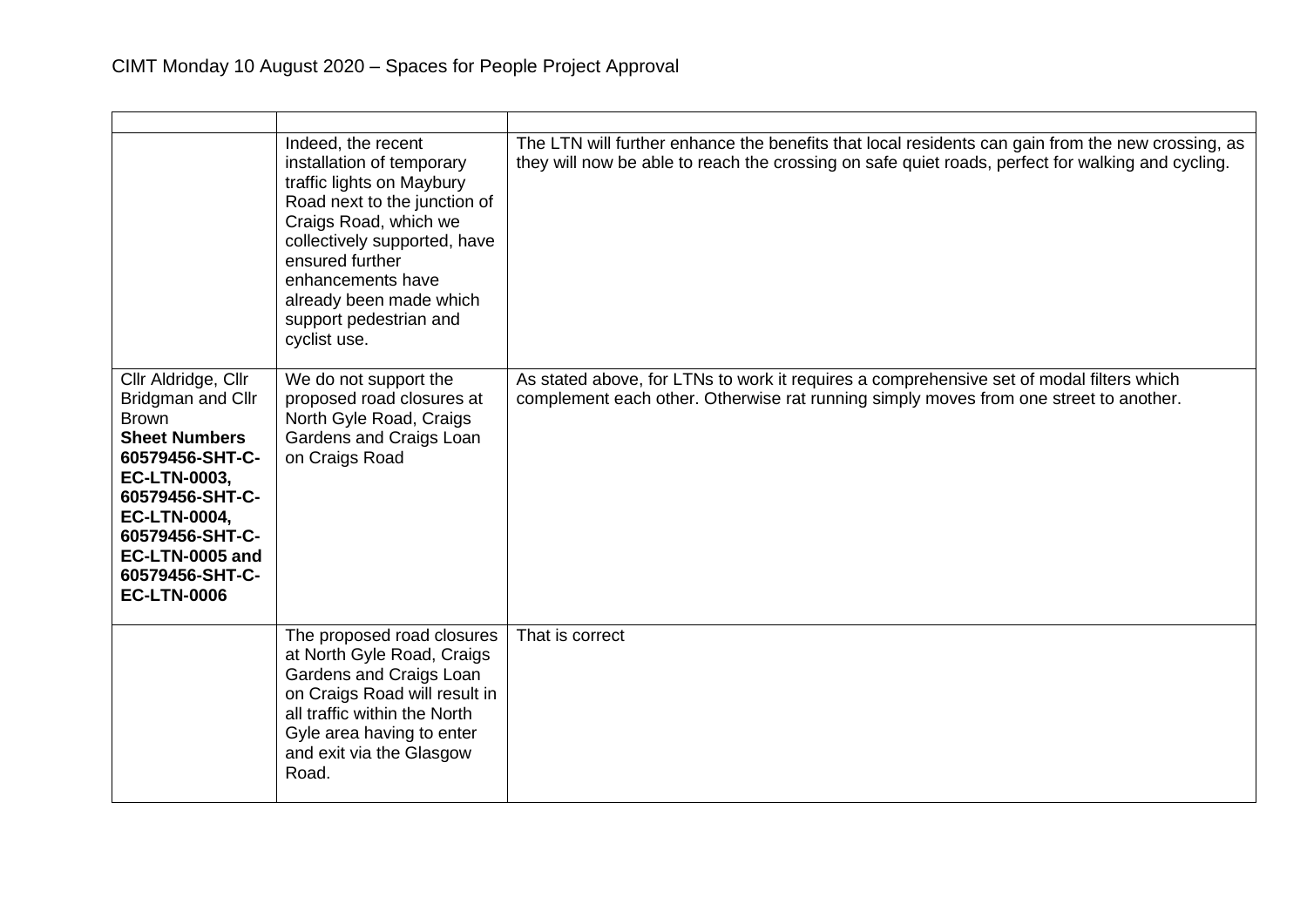| | | |
|---|---|---|
| | Indeed, the recent installation of temporary traffic lights on Maybury Road next to the junction of Craigs Road, which we collectively supported, have ensured further enhancements have already been made which support pedestrian and cyclist use. | The LTN will further enhance the benefits that local residents can gain from the new crossing, as they will now be able to reach the crossing on safe quiet roads, perfect for walking and cycling. |
| Cllr Aldridge, Cllr Bridgman and Cllr Brown **Sheet Numbers 60579456-SHT-C-EC-LTN-0003, 60579456-SHT-C-EC-LTN-0004, 60579456-SHT-C-EC-LTN-0005 and 60579456-SHT-C-EC-LTN-0006** | We do not support the proposed road closures at North Gyle Road, Craigs Gardens and Craigs Loan on Craigs Road | As stated above, for LTNs to work it requires a comprehensive set of modal filters which complement each other. Otherwise rat running simply moves from one street to another. |
| | The proposed road closures at North Gyle Road, Craigs Gardens and Craigs Loan on Craigs Road will result in all traffic within the North Gyle area having to enter and exit via the Glasgow Road. | That is correct |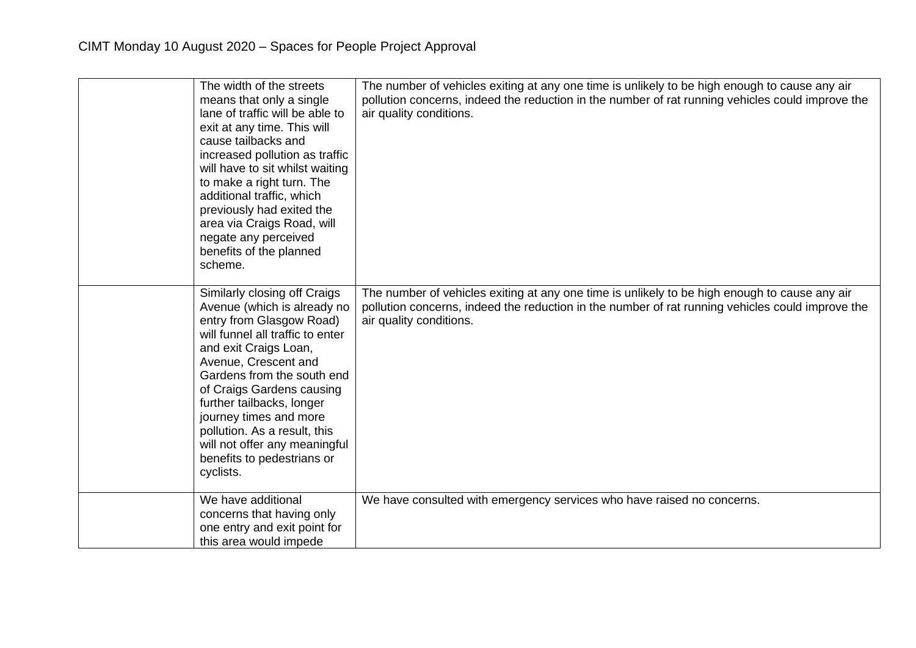| | | |
|---|---|---|
| | The width of the streets means that only a single lane of traffic will be able to exit at any time. This will cause tailbacks and increased pollution as traffic will have to sit whilst waiting to make a right turn. The additional traffic, which previously had exited the area via Craigs Road, will negate any perceived benefits of the planned scheme. | The number of vehicles exiting at any one time is unlikely to be high enough to cause any air pollution concerns, indeed the reduction in the number of rat running vehicles could improve the air quality conditions. |
| | Similarly closing off Craigs Avenue (which is already no entry from Glasgow Road) will funnel all traffic to enter and exit Craigs Loan, Avenue, Crescent and Gardens from the south end of Craigs Gardens causing further tailbacks, longer journey times and more pollution. As a result, this will not offer any meaningful benefits to pedestrians or cyclists. | The number of vehicles exiting at any one time is unlikely to be high enough to cause any air pollution concerns, indeed the reduction in the number of rat running vehicles could improve the air quality conditions. |
| | We have additional concerns that having only one entry and exit point for this area would impede | We have consulted with emergency services who have raised no concerns. |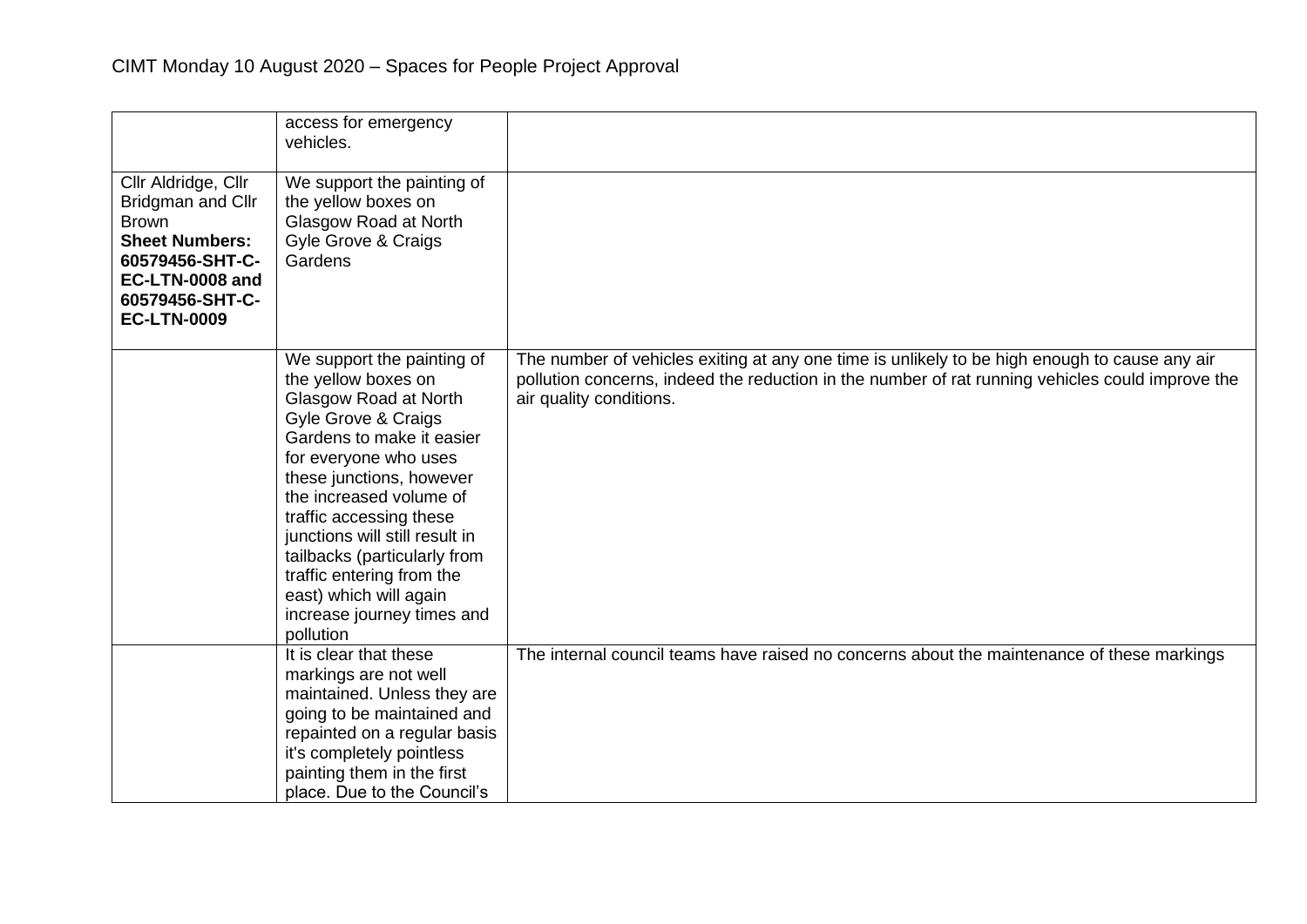| | | |
|---|---|---|
| | access for emergency vehicles. | |
| Cllr Aldridge, Cllr Bridgman and Cllr Brown **Sheet Numbers: 60579456-SHT-C-EC-LTN-0008 and 60579456-SHT-C-EC-LTN-0009** | We support the painting of the yellow boxes on Glasgow Road at North Gyle Grove & Craigs Gardens | |
| | We support the painting of the yellow boxes on Glasgow Road at North Gyle Grove & Craigs Gardens to make it easier for everyone who uses these junctions, however the increased volume of traffic accessing these junctions will still result in tailbacks (particularly from traffic entering from the east) which will again increase journey times and pollution | The number of vehicles exiting at any one time is unlikely to be high enough to cause any air pollution concerns, indeed the reduction in the number of rat running vehicles could improve the air quality conditions. |
| | It is clear that these markings are not well maintained. Unless they are going to be maintained and repainted on a regular basis it's completely pointless painting them in the first place. Due to the Council's | The internal council teams have raised no concerns about the maintenance of these markings |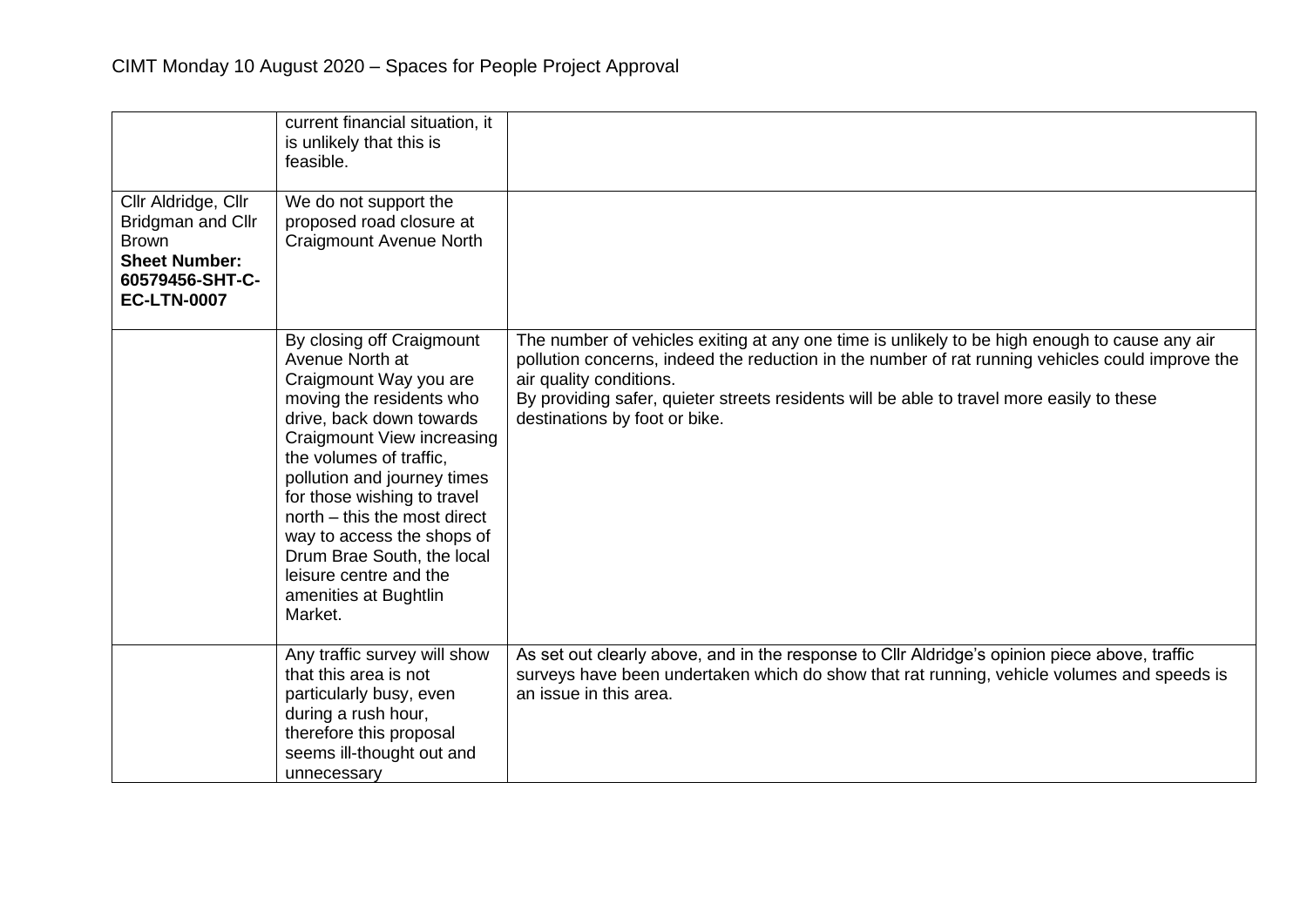| | | |
|---|---|---|
| | current financial situation, it is unlikely that this is feasible. | |
| Cllr Aldridge, Cllr Bridgman and Cllr Brown **Sheet Number: 60579456-SHT-C-EC-LTN-0007** | We do not support the proposed road closure at Craigmount Avenue North | |
| | By closing off Craigmount Avenue North at Craigmount Way you are moving the residents who drive, back down towards Craigmount View increasing the volumes of traffic, pollution and journey times for those wishing to travel north – this the most direct way to access the shops of Drum Brae South, the local leisure centre and the amenities at Bughtlin Market. | The number of vehicles exiting at any one time is unlikely to be high enough to cause any air pollution concerns, indeed the reduction in the number of rat running vehicles could improve the air quality conditions.<br>By providing safer, quieter streets residents will be able to travel more easily to these destinations by foot or bike. |
| | Any traffic survey will show that this area is not particularly busy, even during a rush hour, therefore this proposal seems ill-thought out and unnecessary | As set out clearly above, and in the response to Cllr Aldridge's opinion piece above, traffic surveys have been undertaken which do show that rat running, vehicle volumes and speeds is an issue in this area. |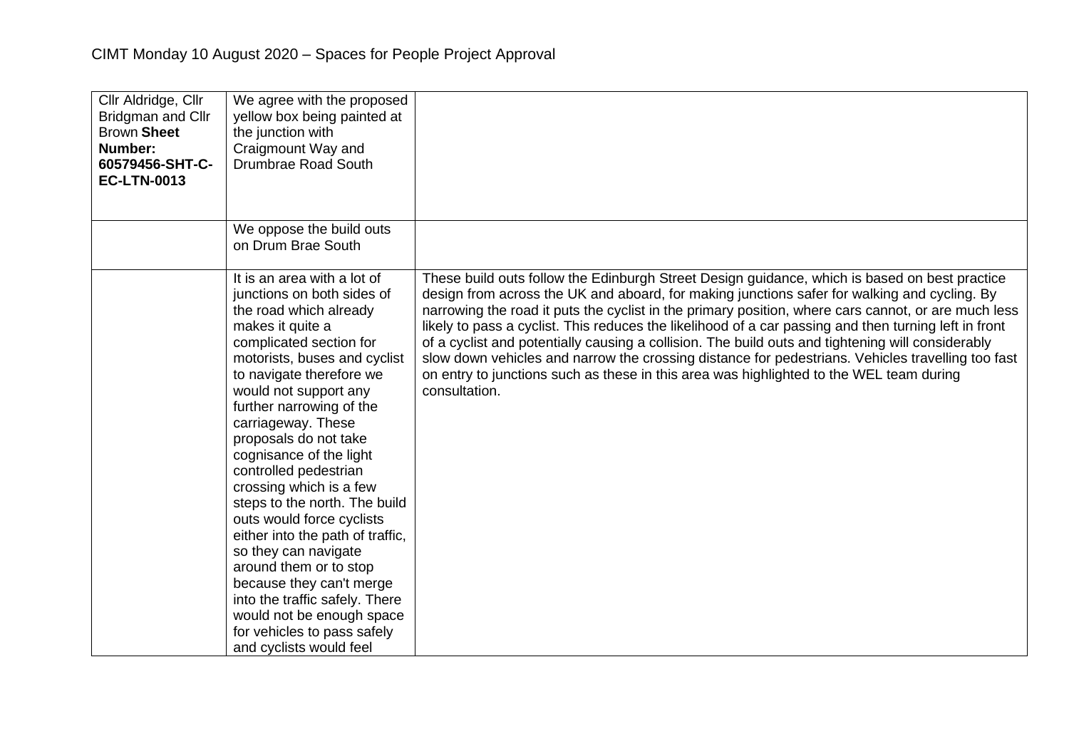CIMT Monday 10 August 2020 – Spaces for People Project Approval

| | | |
|---|---|---|
| Cllr Aldridge, Cllr Bridgman and Cllr Brown **Sheet Number: 60579456-SHT-C-EC-LTN-0013** | We agree with the proposed yellow box being painted at the junction with Craigmount Way and Drumbrae Road South | |
| | We oppose the build outs on Drum Brae South | |
| | It is an area with a lot of junctions on both sides of the road which already makes it quite a complicated section for motorists, buses and cyclist to navigate therefore we would not support any further narrowing of the carriageway. These proposals do not take cognisance of the light controlled pedestrian crossing which is a few steps to the north. The build outs would force cyclists either into the path of traffic, so they can navigate around them or to stop because they can't merge into the traffic safely. There would not be enough space for vehicles to pass safely and cyclists would feel | These build outs follow the Edinburgh Street Design guidance, which is based on best practice design from across the UK and aboard, for making junctions safer for walking and cycling. By narrowing the road it puts the cyclist in the primary position, where cars cannot, or are much less likely to pass a cyclist. This reduces the likelihood of a car passing and then turning left in front of a cyclist and potentially causing a collision. The build outs and tightening will considerably slow down vehicles and narrow the crossing distance for pedestrians. Vehicles travelling too fast on entry to junctions such as these in this area was highlighted to the WEL team during consultation. |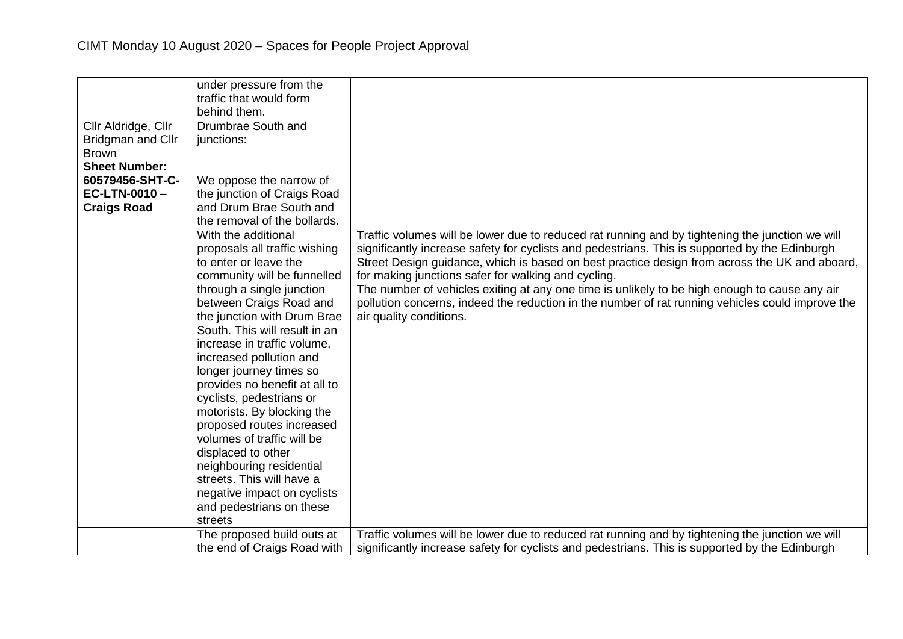CIMT Monday 10 August 2020 – Spaces for People Project Approval

| | | |
|---|---|---|
| | under pressure from the traffic that would form behind them. | |
| Cllr Aldridge, Cllr Bridgman and Cllr Brown **Sheet Number: 60579456-SHT-C-EC-LTN-0010 – Craigs Road** | Drumbrae South and junctions: We oppose the narrow of the junction of Craigs Road and Drum Brae South and the removal of the bollards. | |
| | With the additional proposals all traffic wishing to enter or leave the community will be funnelled through a single junction between Craigs Road and the junction with Drum Brae South. This will result in an increase in traffic volume, increased pollution and longer journey times so provides no benefit at all to cyclists, pedestrians or motorists. By blocking the proposed routes increased volumes of traffic will be displaced to other neighbouring residential streets. This will have a negative impact on cyclists and pedestrians on these streets | Traffic volumes will be lower due to reduced rat running and by tightening the junction we will significantly increase safety for cyclists and pedestrians. This is supported by the Edinburgh Street Design guidance, which is based on best practice design from across the UK and aboard, for making junctions safer for walking and cycling. The number of vehicles exiting at any one time is unlikely to be high enough to cause any air pollution concerns, indeed the reduction in the number of rat running vehicles could improve the air quality conditions. |
| | The proposed build outs at the end of Craigs Road with | Traffic volumes will be lower due to reduced rat running and by tightening the junction we will significantly increase safety for cyclists and pedestrians. This is supported by the Edinburgh |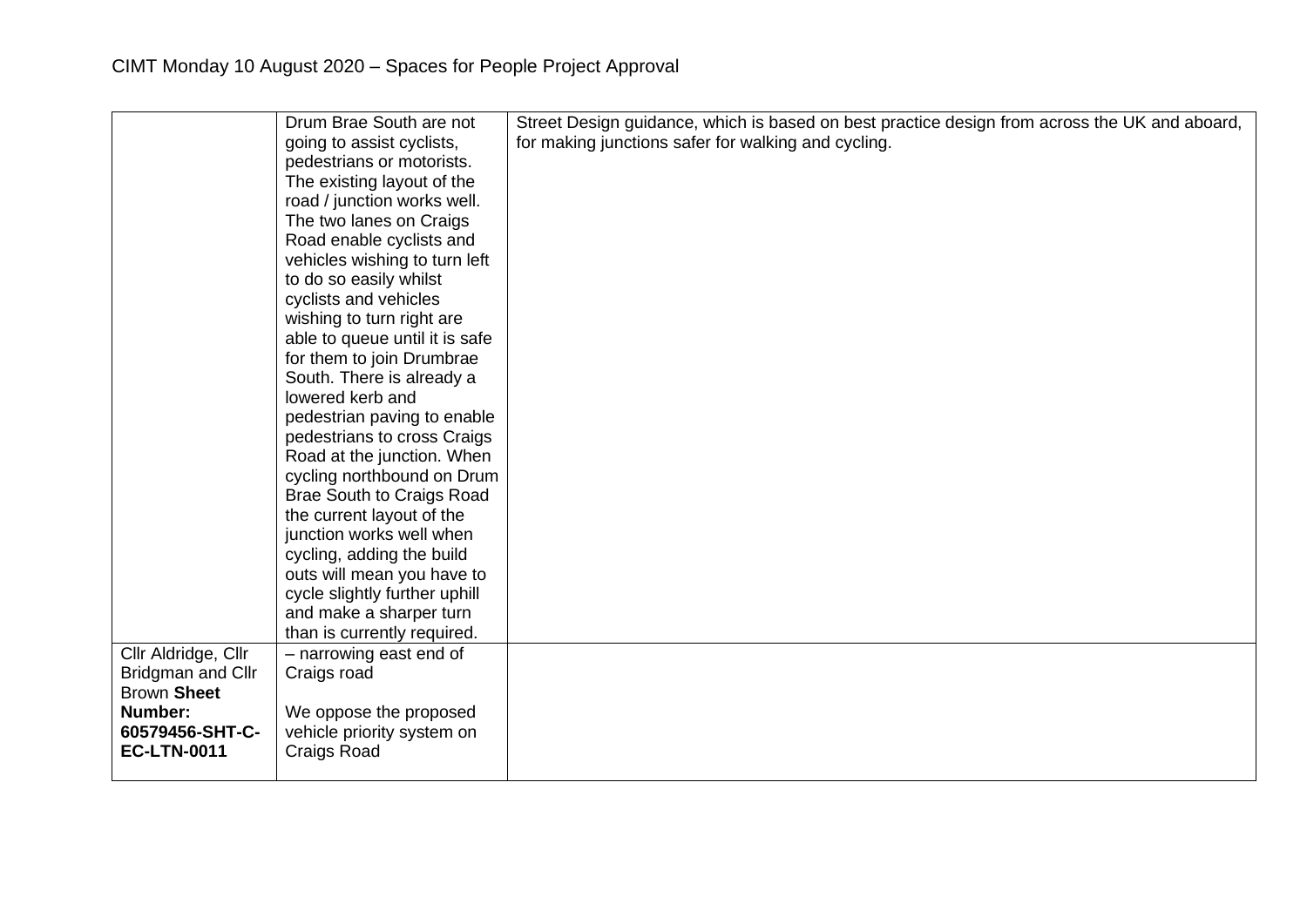| | | |
|---|---|---|
| | Drum Brae South are not going to assist cyclists, pedestrians or motorists. The existing layout of the road / junction works well. The two lanes on Craigs Road enable cyclists and vehicles wishing to turn left to do so easily whilst cyclists and vehicles wishing to turn right are able to queue until it is safe for them to join Drumbrae South. There is already a lowered kerb and pedestrian paving to enable pedestrians to cross Craigs Road at the junction. When cycling northbound on Drum Brae South to Craigs Road the current layout of the junction works well when cycling, adding the build outs will mean you have to cycle slightly further uphill and make a sharper turn than is currently required. | Street Design guidance, which is based on best practice design from across the UK and aboard, for making junctions safer for walking and cycling. |
| Cllr Aldridge, Cllr Bridgman and Cllr Brown **Sheet Number: 60579456-SHT-C-EC-LTN-0011** | – narrowing east end of Craigs road<br><br>We oppose the proposed vehicle priority system on Craigs Road | |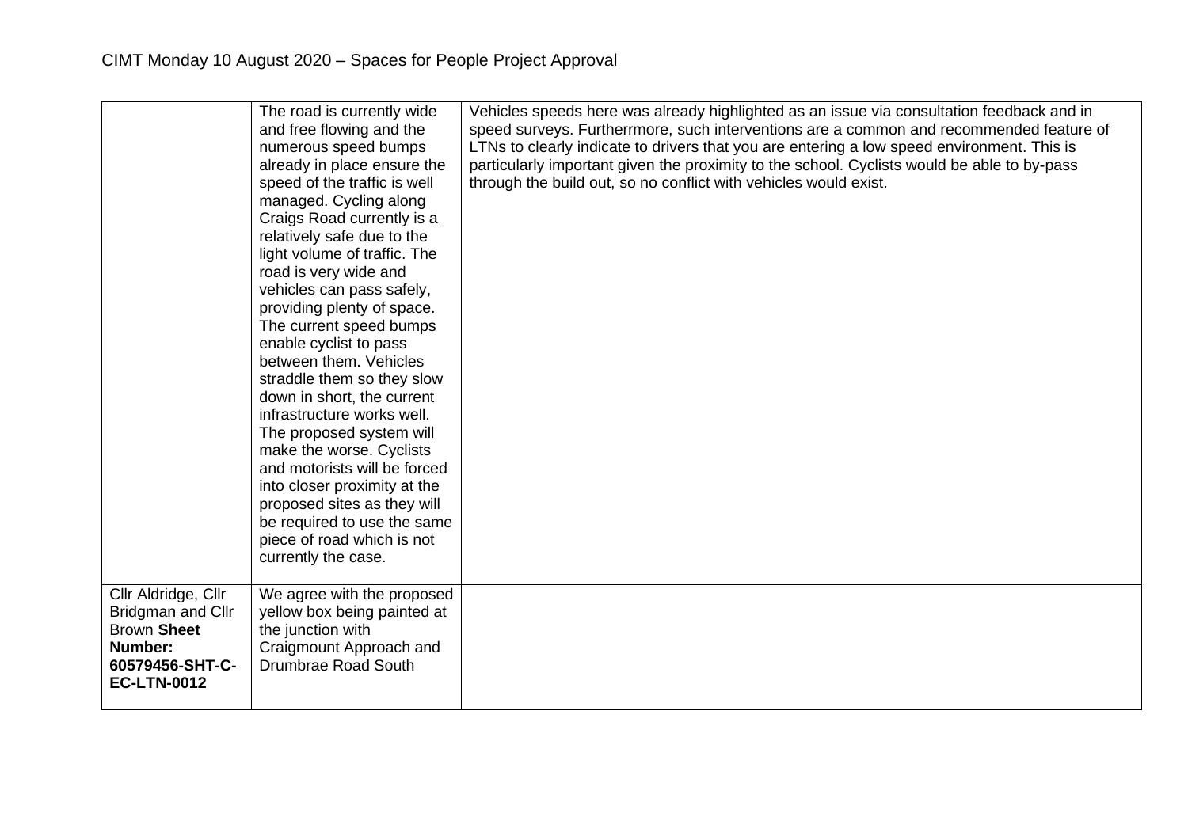CIMT Monday 10 August 2020 – Spaces for People Project Approval

| | | |
|---|---|---|
| | The road is currently wide and free flowing and the numerous speed bumps already in place ensure the speed of the traffic is well managed. Cycling along Craigs Road currently is a relatively safe due to the light volume of traffic. The road is very wide and vehicles can pass safely, providing plenty of space. The current speed bumps enable cyclist to pass between them. Vehicles straddle them so they slow down in short, the current infrastructure works well. The proposed system will make the worse. Cyclists and motorists will be forced into closer proximity at the proposed sites as they will be required to use the same piece of road which is not currently the case. | Vehicles speeds here was already highlighted as an issue via consultation feedback and in speed surveys. Furtherrmore, such interventions are a common and recommended feature of LTNs to clearly indicate to drivers that you are entering a low speed environment. This is particularly important given the proximity to the school. Cyclists would be able to by-pass through the build out, so no conflict with vehicles would exist. |
| Cllr Aldridge, Cllr Bridgman and Cllr Brown **Sheet Number: 60579456-SHT-C-EC-LTN-0012** | We agree with the proposed yellow box being painted at the junction with Craigmount Approach and Drumbrae Road South | |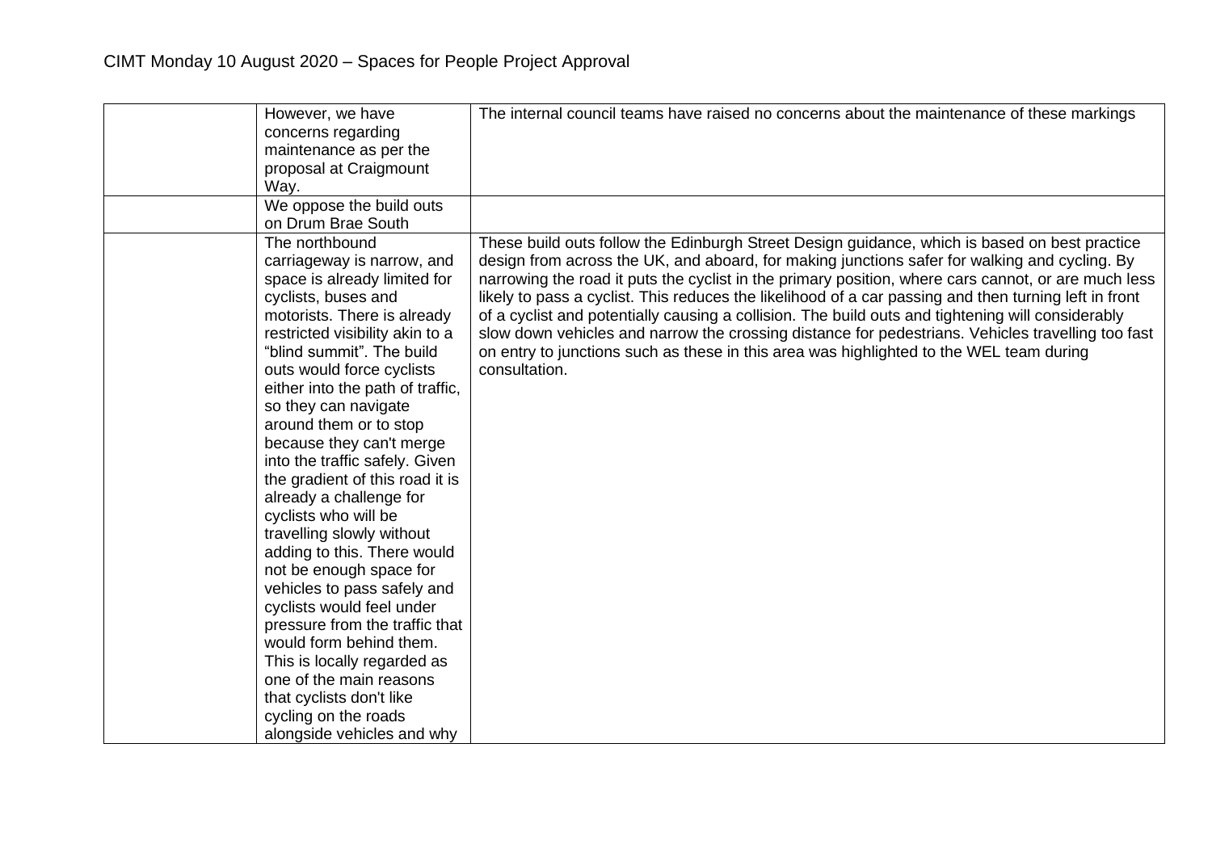| | | |
|---|---|---|
| | However, we have concerns regarding maintenance as per the proposal at Craigmount Way. | The internal council teams have raised no concerns about the maintenance of these markings |
| | We oppose the build outs on Drum Brae South | |
| | The northbound carriageway is narrow, and space is already limited for cyclists, buses and motorists. There is already restricted visibility akin to a "blind summit". The build outs would force cyclists either into the path of traffic, so they can navigate around them or to stop because they can't merge into the traffic safely. Given the gradient of this road it is already a challenge for cyclists who will be travelling slowly without adding to this. There would not be enough space for vehicles to pass safely and cyclists would feel under pressure from the traffic that would form behind them. This is locally regarded as one of the main reasons that cyclists don't like cycling on the roads alongside vehicles and why | These build outs follow the Edinburgh Street Design guidance, which is based on best practice design from across the UK, and aboard, for making junctions safer for walking and cycling. By narrowing the road it puts the cyclist in the primary position, where cars cannot, or are much less likely to pass a cyclist. This reduces the likelihood of a car passing and then turning left in front of a cyclist and potentially causing a collision. The build outs and tightening will considerably slow down vehicles and narrow the crossing distance for pedestrians. Vehicles travelling too fast on entry to junctions such as these in this area was highlighted to the WEL team during consultation. |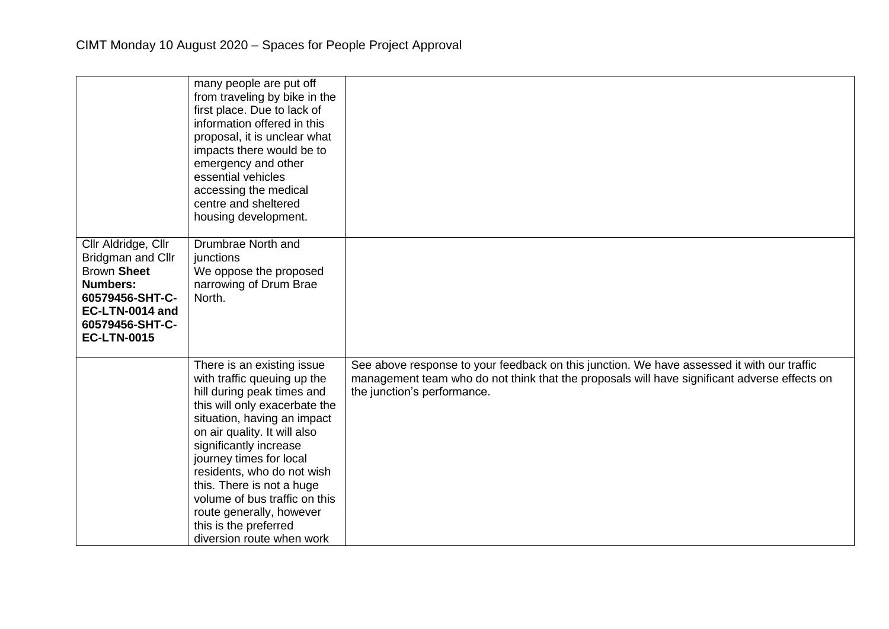| | | |
|---|---|---|
| | many people are put off from traveling by bike in the first place. Due to lack of information offered in this proposal, it is unclear what impacts there would be to emergency and other essential vehicles accessing the medical centre and sheltered housing development. | |
| Cllr Aldridge, Cllr Bridgman and Cllr Brown **Sheet Numbers: 60579456-SHT-C-EC-LTN-0014 and 60579456-SHT-C-EC-LTN-0015** | Drumbrae North and junctions<br>We oppose the proposed narrowing of Drum Brae North. | |
| | There is an existing issue with traffic queuing up the hill during peak times and this will only exacerbate the situation, having an impact on air quality. It will also significantly increase journey times for local residents, who do not wish this. There is not a huge volume of bus traffic on this route generally, however this is the preferred diversion route when work | See above response to your feedback on this junction. We have assessed it with our traffic management team who do not think that the proposals will have significant adverse effects on the junction's performance. |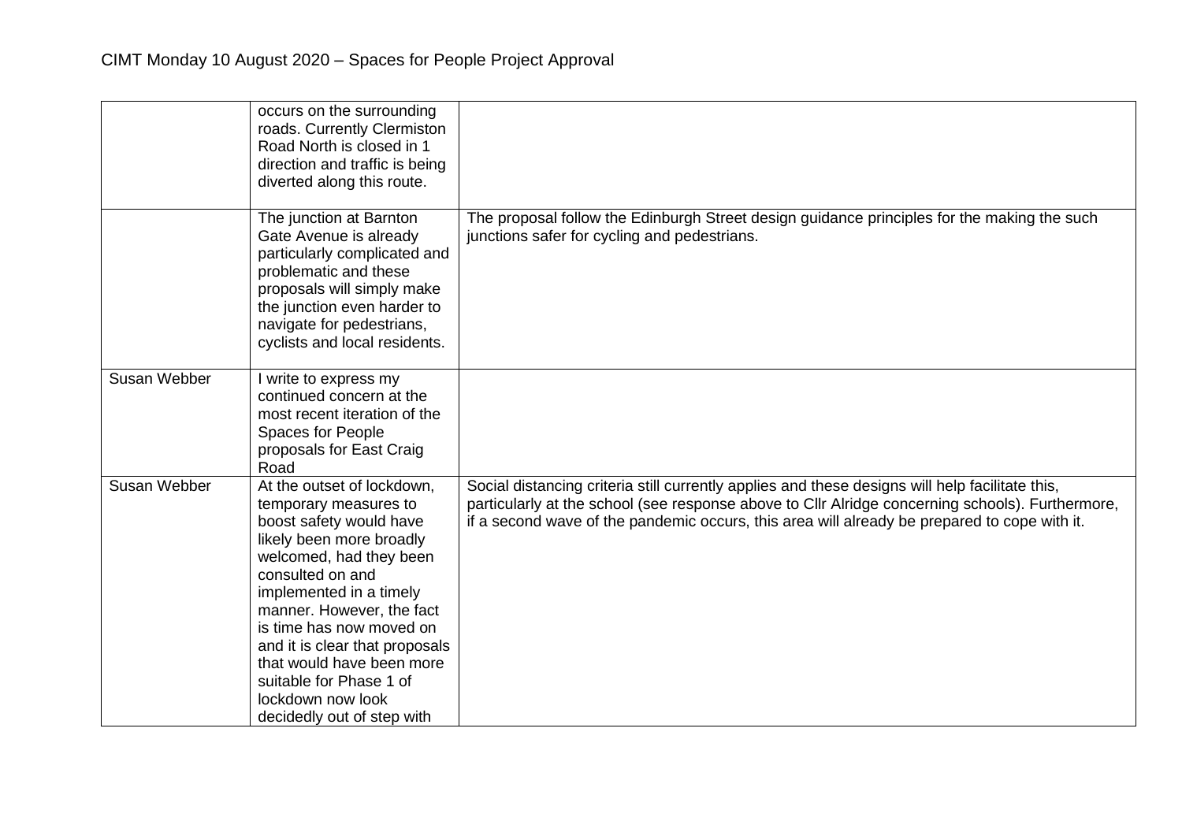| | | |
|---|---|---|
| | occurs on the surrounding roads. Currently Clermiston Road North is closed in 1 direction and traffic is being diverted along this route. | |
| | The junction at Barnton Gate Avenue is already particularly complicated and problematic and these proposals will simply make the junction even harder to navigate for pedestrians, cyclists and local residents. | The proposal follow the Edinburgh Street design guidance principles for the making the such junctions safer for cycling and pedestrians. |
| Susan Webber | I write to express my continued concern at the most recent iteration of the Spaces for People proposals for East Craig Road | |
| Susan Webber | At the outset of lockdown, temporary measures to boost safety would have likely been more broadly welcomed, had they been consulted on and implemented in a timely manner. However, the fact is time has now moved on and it is clear that proposals that would have been more suitable for Phase 1 of lockdown now look decidedly out of step with | Social distancing criteria still currently applies and these designs will help facilitate this, particularly at the school (see response above to Cllr Alridge concerning schools). Furthermore, if a second wave of the pandemic occurs, this area will already be prepared to cope with it. |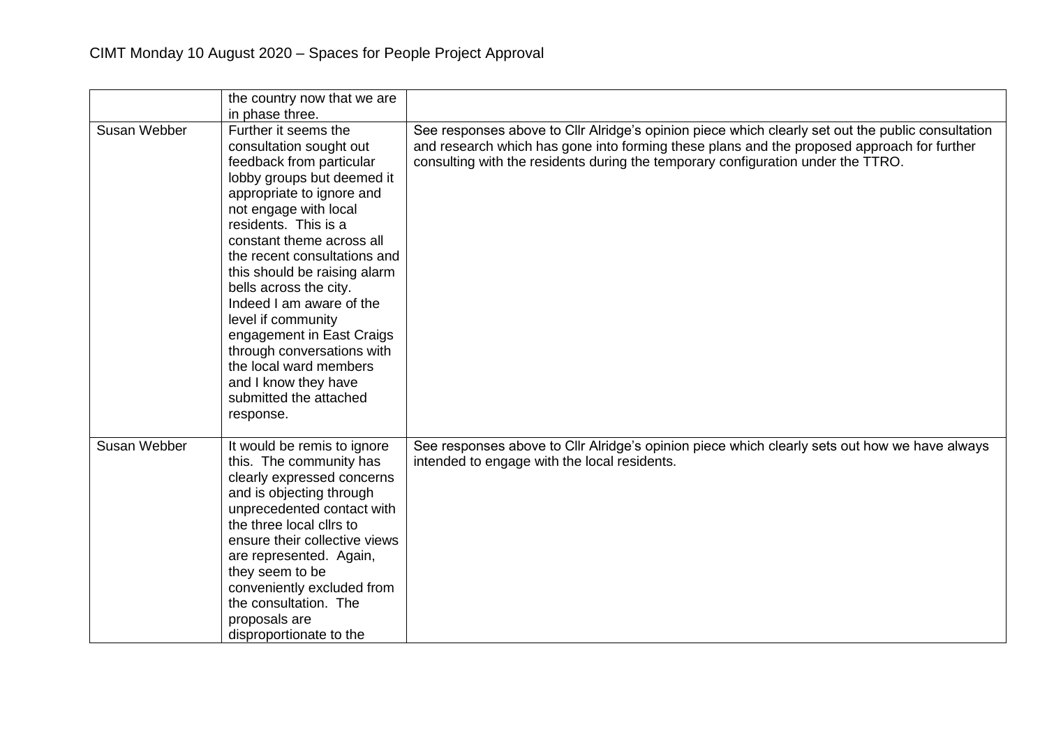CIMT Monday 10 August 2020 – Spaces for People Project Approval

| | | |
|---|---|---|
| | the country now that we are in phase three. | |
| Susan Webber | Further it seems the consultation sought out feedback from particular lobby groups but deemed it appropriate to ignore and not engage with local residents. This is a constant theme across all the recent consultations and this should be raising alarm bells across the city. Indeed I am aware of the level if community engagement in East Craigs through conversations with the local ward members and I know they have submitted the attached response. | See responses above to Cllr Alridge's opinion piece which clearly set out the public consultation and research which has gone into forming these plans and the proposed approach for further consulting with the residents during the temporary configuration under the TTRO. |
| Susan Webber | It would be remis to ignore this. The community has clearly expressed concerns and is objecting through unprecedented contact with the three local cllrs to ensure their collective views are represented. Again, they seem to be conveniently excluded from the consultation. The proposals are disproportionate to the | See responses above to Cllr Alridge's opinion piece which clearly sets out how we have always intended to engage with the local residents. |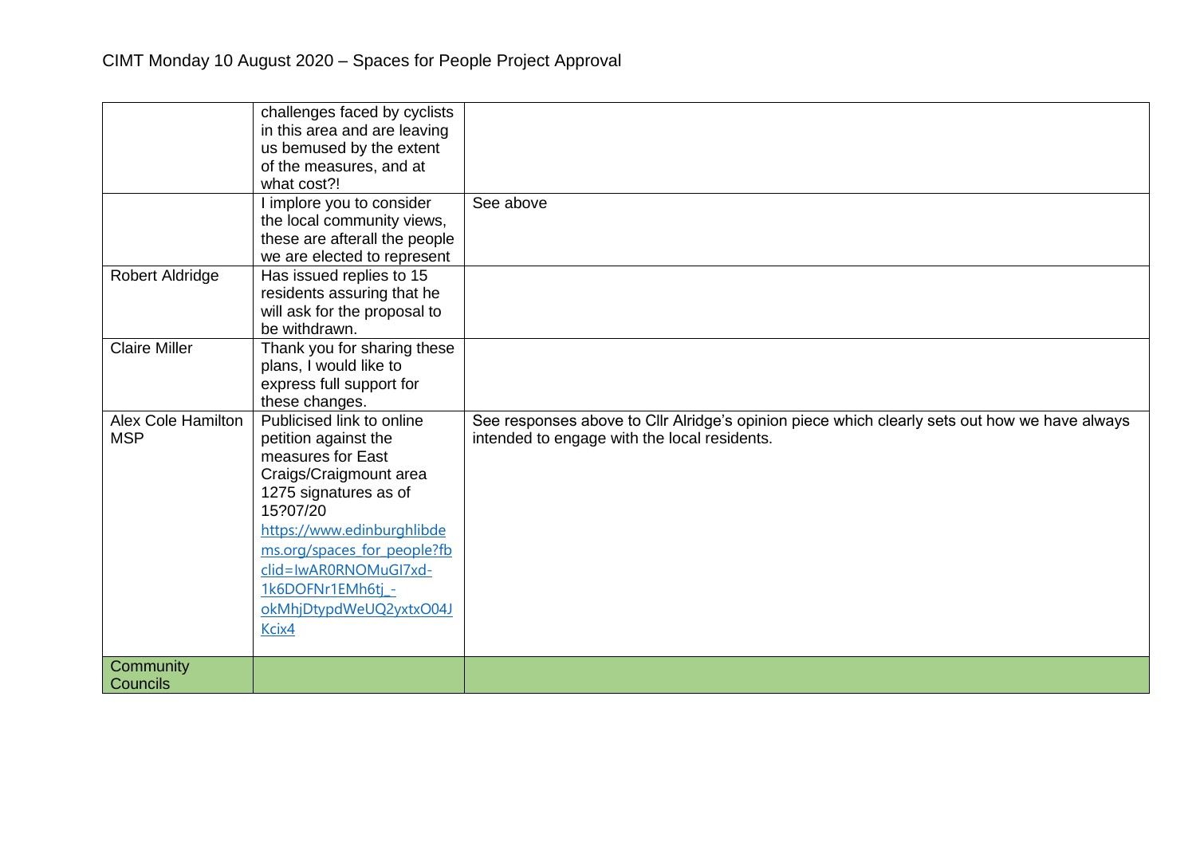CIMT Monday 10 August 2020 – Spaces for People Project Approval

| | | |
|---|---|---|
| | challenges faced by cyclists in this area and are leaving us bemused by the extent of the measures, and at what cost?! | |
| | I implore you to consider the local community views, these are afterall the people we are elected to represent | See above |
| Robert Aldridge | Has issued replies to 15 residents assuring that he will ask for the proposal to be withdrawn. | |
| Claire Miller | Thank you for sharing these plans, I would like to express full support for these changes. | |
| Alex Cole Hamilton MSP | Publicised link to online petition against the measures for East Craigs/Craigmount area 1275 signatures as of 15?07/20 https://www.edinburghlibdems.org/spaces_for_people?fbclid=IwAR0RNOMuGI7xd-1k6DOFNr1EMh6tj_-okMhjDtypdWeUQ2yxtxO04JKcix4 | See responses above to Cllr Alridge's opinion piece which clearly sets out how we have always intended to engage with the local residents. |
| Community Councils | | |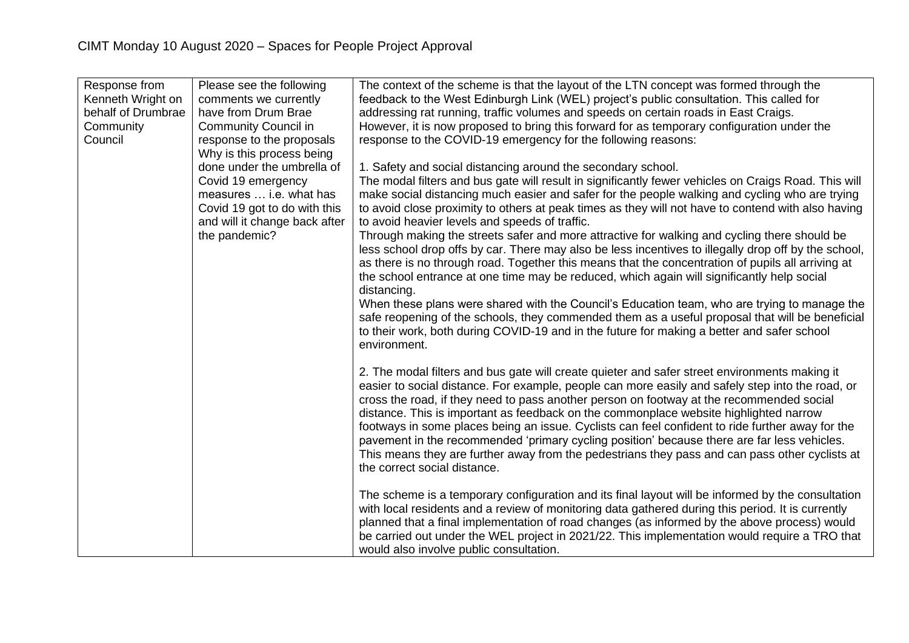# CIMT Monday 10 August 2020 – Spaces for People Project Approval

| | | |
|---|---|---|
| Response from Kenneth Wright on behalf of Drumbrae Community Council | Please see the following comments we currently have from Drum Brae Community Council in response to the proposals Why is this process being done under the umbrella of Covid 19 emergency measures … i.e. what has Covid 19 got to do with this and will it change back after the pandemic? | The context of the scheme is that the layout of the LTN concept was formed through the feedback to the West Edinburgh Link (WEL) project's public consultation. This called for addressing rat running, traffic volumes and speeds on certain roads in East Craigs. However, it is now proposed to bring this forward for as temporary configuration under the response to the COVID-19 emergency for the following reasons:<br><br>1. Safety and social distancing around the secondary school.<br>The modal filters and bus gate will result in significantly fewer vehicles on Craigs Road. This will make social distancing much easier and safer for the people walking and cycling who are trying to avoid close proximity to others at peak times as they will not have to contend with also having to avoid heavier levels and speeds of traffic.<br>Through making the streets safer and more attractive for walking and cycling there should be less school drop offs by car. There may also be less incentives to illegally drop off by the school, as there is no through road. Together this means that the concentration of pupils all arriving at the school entrance at one time may be reduced, which again will significantly help social distancing.<br>When these plans were shared with the Council's Education team, who are trying to manage the safe reopening of the schools, they commended them as a useful proposal that will be beneficial to their work, both during COVID-19 and in the future for making a better and safer school environment.<br><br>2. The modal filters and bus gate will create quieter and safer street environments making it easier to social distance. For example, people can more easily and safely step into the road, or cross the road, if they need to pass another person on footway at the recommended social distance. This is important as feedback on the commonplace website highlighted narrow footways in some places being an issue. Cyclists can feel confident to ride further away for the pavement in the recommended 'primary cycling position' because there are far less vehicles. This means they are further away from the pedestrians they pass and can pass other cyclists at the correct social distance.<br><br>The scheme is a temporary configuration and its final layout will be informed by the consultation with local residents and a review of monitoring data gathered during this period. It is currently planned that a final implementation of road changes (as informed by the above process) would be carried out under the WEL project in 2021/22. This implementation would require a TRO that would also involve public consultation. |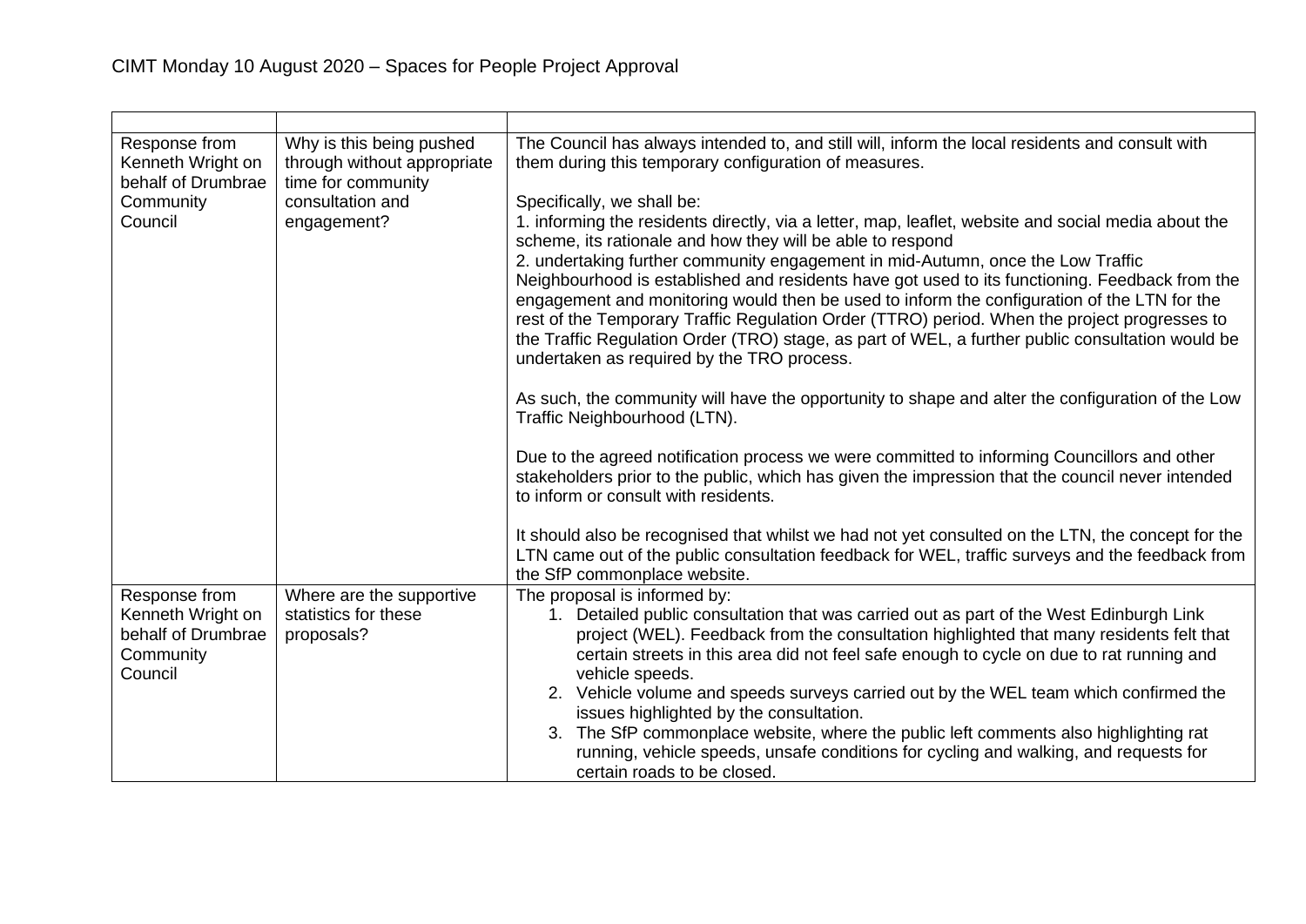CIMT Monday 10 August 2020 – Spaces for People Project Approval

| | | |
|---|---|---|
| Response from Kenneth Wright on behalf of Drumbrae Community Council | Why is this being pushed through without appropriate time for community consultation and engagement? | The Council has always intended to, and still will, inform the local residents and consult with them during this temporary configuration of measures.<br><br>Specifically, we shall be:<br>1. informing the residents directly, via a letter, map, leaflet, website and social media about the scheme, its rationale and how they will be able to respond<br>2. undertaking further community engagement in mid-Autumn, once the Low Traffic Neighbourhood is established and residents have got used to its functioning. Feedback from the engagement and monitoring would then be used to inform the configuration of the LTN for the rest of the Temporary Traffic Regulation Order (TTRO) period. When the project progresses to the Traffic Regulation Order (TRO) stage, as part of WEL, a further public consultation would be undertaken as required by the TRO process.<br><br>As such, the community will have the opportunity to shape and alter the configuration of the Low Traffic Neighbourhood (LTN).<br><br>Due to the agreed notification process we were committed to informing Councillors and other stakeholders prior to the public, which has given the impression that the council never intended to inform or consult with residents.<br><br>It should also be recognised that whilst we had not yet consulted on the LTN, the concept for the LTN came out of the public consultation feedback for WEL, traffic surveys and the feedback from the SfP commonplace website. |
| Response from Kenneth Wright on behalf of Drumbrae Community Council | Where are the supportive statistics for these proposals? | The proposal is informed by:<br>1. Detailed public consultation that was carried out as part of the West Edinburgh Link project (WEL). Feedback from the consultation highlighted that many residents felt that certain streets in this area did not feel safe enough to cycle on due to rat running and vehicle speeds.<br>2. Vehicle volume and speeds surveys carried out by the WEL team which confirmed the issues highlighted by the consultation.<br>3. The SfP commonplace website, where the public left comments also highlighting rat running, vehicle speeds, unsafe conditions for cycling and walking, and requests for certain roads to be closed. |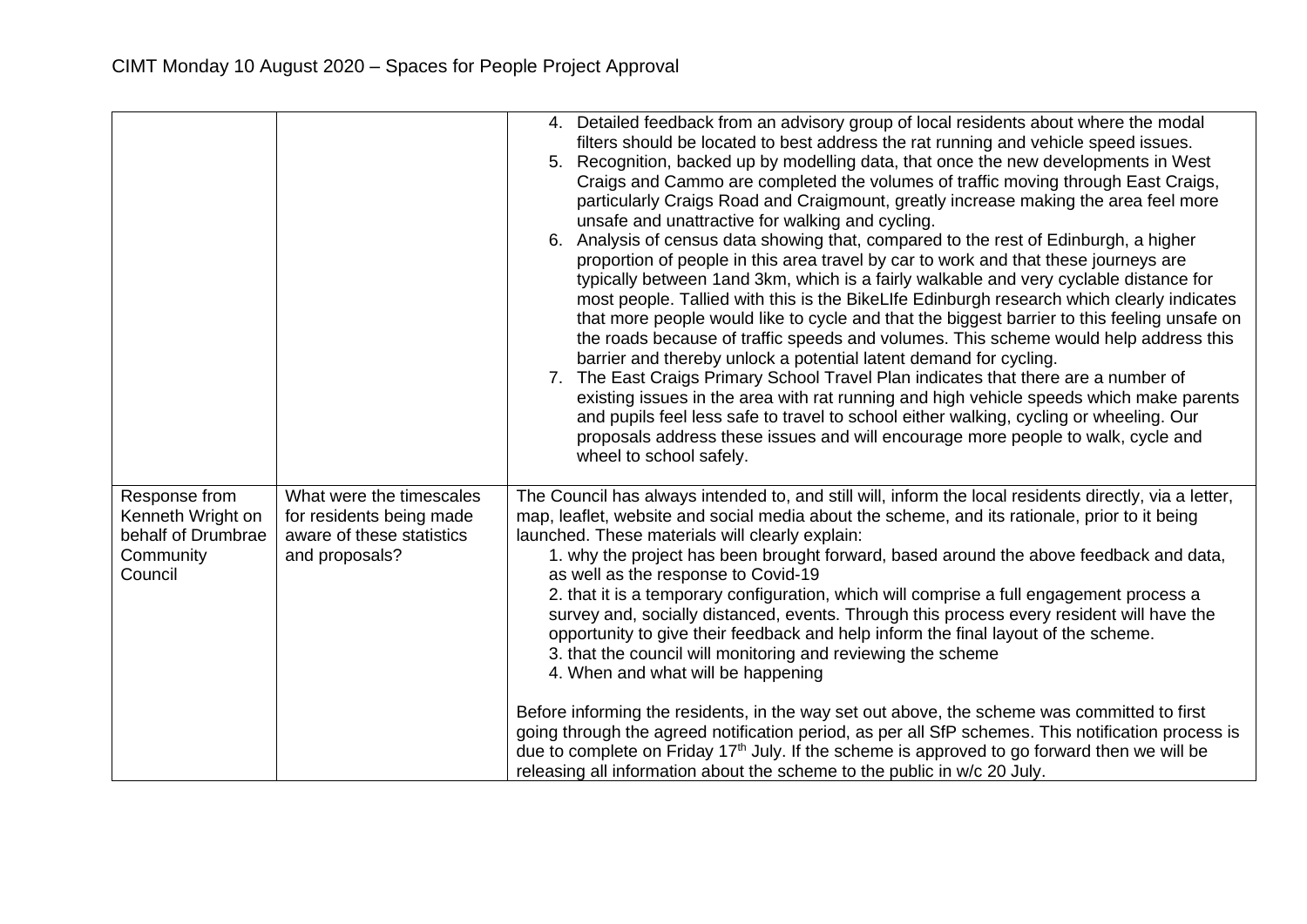| | | |
|---|---|---|
| | | 4. Detailed feedback from an advisory group of local residents about where the modal filters should be located to best address the rat running and vehicle speed issues.<br>5. Recognition, backed up by modelling data, that once the new developments in West Craigs and Cammo are completed the volumes of traffic moving through East Craigs, particularly Craigs Road and Craigmount, greatly increase making the area feel more unsafe and unattractive for walking and cycling.<br>6. Analysis of census data showing that, compared to the rest of Edinburgh, a higher proportion of people in this area travel by car to work and that these journeys are typically between 1and 3km, which is a fairly walkable and very cyclable distance for most people. Tallied with this is the BikeLIfe Edinburgh research which clearly indicates that more people would like to cycle and that the biggest barrier to this feeling unsafe on the roads because of traffic speeds and volumes. This scheme would help address this barrier and thereby unlock a potential latent demand for cycling.<br>7. The East Craigs Primary School Travel Plan indicates that there are a number of existing issues in the area with rat running and high vehicle speeds which make parents and pupils feel less safe to travel to school either walking, cycling or wheeling. Our proposals address these issues and will encourage more people to walk, cycle and wheel to school safely. |
| Response from Kenneth Wright on behalf of Drumbrae Community Council | What were the timescales for residents being made aware of these statistics and proposals? | The Council has always intended to, and still will, inform the local residents directly, via a letter, map, leaflet, website and social media about the scheme, and its rationale, prior to it being launched. These materials will clearly explain:<br>1. why the project has been brought forward, based around the above feedback and data, as well as the response to Covid-19<br>2. that it is a temporary configuration, which will comprise a full engagement process a survey and, socially distanced, events. Through this process every resident will have the opportunity to give their feedback and help inform the final layout of the scheme.<br>3. that the council will monitoring and reviewing the scheme<br>4. When and what will be happening<br><br>Before informing the residents, in the way set out above, the scheme was committed to first going through the agreed notification period, as per all SfP schemes. This notification process is due to complete on Friday 17th July. If the scheme is approved to go forward then we will be releasing all information about the scheme to the public in w/c 20 July. |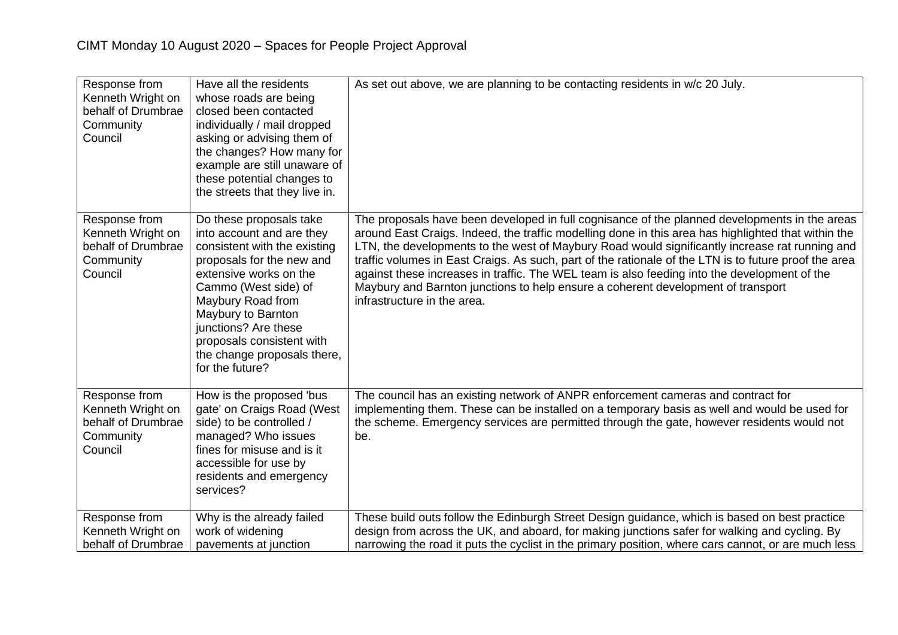CIMT Monday 10 August 2020 – Spaces for People Project Approval

| | | |
|---|---|---|
| Response from Kenneth Wright on behalf of Drumbrae Community Council | Have all the residents whose roads are being closed been contacted individually / mail dropped asking or advising them of the changes? How many for example are still unaware of these potential changes to the streets that they live in. | As set out above, we are planning to be contacting residents in w/c 20 July. |
| Response from Kenneth Wright on behalf of Drumbrae Community Council | Do these proposals take into account and are they consistent with the existing proposals for the new and extensive works on the Cammo (West side) of Maybury Road from Maybury to Barnton junctions? Are these proposals consistent with the change proposals there, for the future? | The proposals have been developed in full cognisance of the planned developments in the areas around East Craigs. Indeed, the traffic modelling done in this area has highlighted that within the LTN, the developments to the west of Maybury Road would significantly increase rat running and traffic volumes in East Craigs. As such, part of the rationale of the LTN is to future proof the area against these increases in traffic. The WEL team is also feeding into the development of the Maybury and Barnton junctions to help ensure a coherent development of transport infrastructure in the area. |
| Response from Kenneth Wright on behalf of Drumbrae Community Council | How is the proposed 'bus gate' on Craigs Road (West side) to be controlled / managed? Who issues fines for misuse and is it accessible for use by residents and emergency services? | The council has an existing network of ANPR enforcement cameras and contract for implementing them. These can be installed on a temporary basis as well and would be used for the scheme. Emergency services are permitted through the gate, however residents would not be. |
| Response from Kenneth Wright on behalf of Drumbrae | Why is the already failed work of widening pavements at junction | These build outs follow the Edinburgh Street Design guidance, which is based on best practice design from across the UK, and aboard, for making junctions safer for walking and cycling. By narrowing the road it puts the cyclist in the primary position, where cars cannot, or are much less |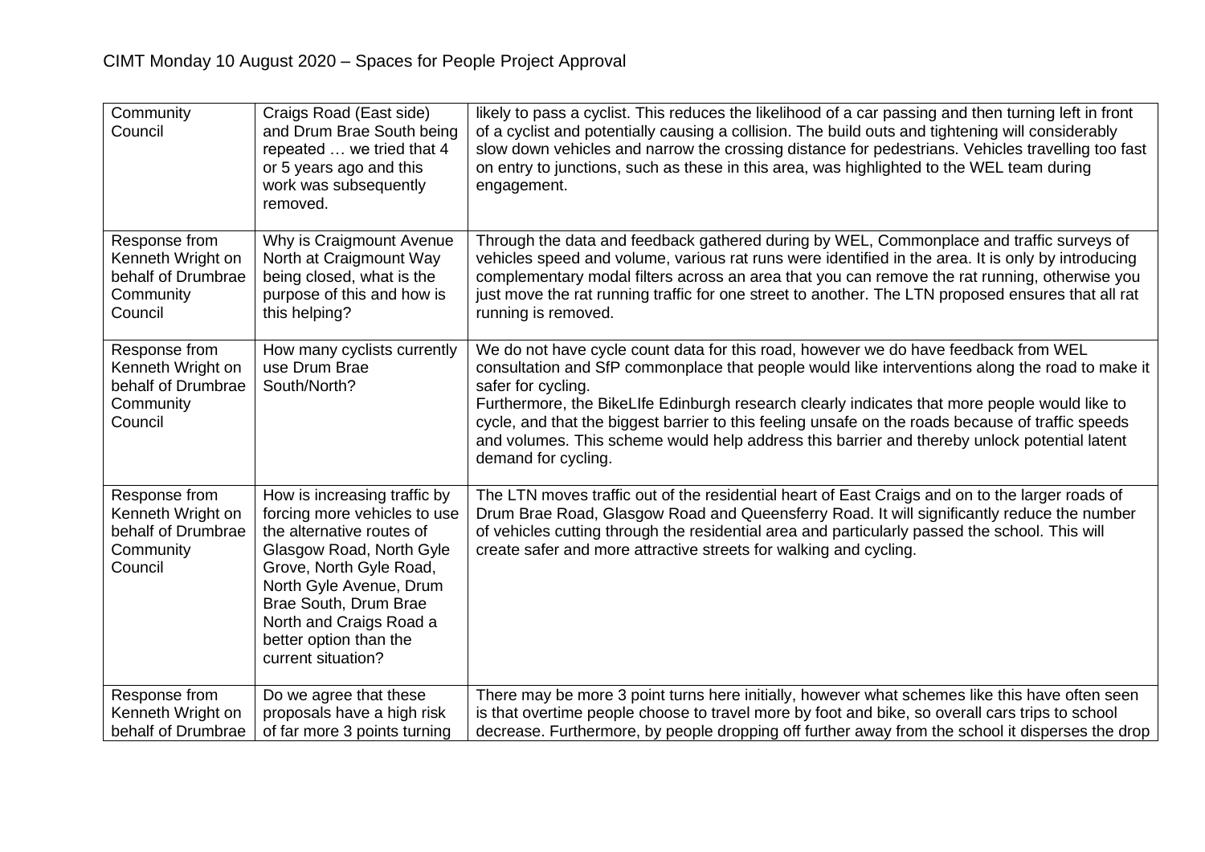| Community Council | Craigs Road (East side) and Drum Brae South being repeated … we tried that 4 or 5 years ago and this work was subsequently removed. | likely to pass a cyclist. This reduces the likelihood of a car passing and then turning left in front of a cyclist and potentially causing a collision. The build outs and tightening will considerably slow down vehicles and narrow the crossing distance for pedestrians. Vehicles travelling too fast on entry to junctions, such as these in this area, was highlighted to the WEL team during engagement. |
|---|---|---|
| Response from Kenneth Wright on behalf of Drumbrae Community Council | Why is Craigmount Avenue North at Craigmount Way being closed, what is the purpose of this and how is this helping? | Through the data and feedback gathered during by WEL, Commonplace and traffic surveys of vehicles speed and volume, various rat runs were identified in the area. It is only by introducing complementary modal filters across an area that you can remove the rat running, otherwise you just move the rat running traffic for one street to another. The LTN proposed ensures that all rat running is removed. |
| Response from Kenneth Wright on behalf of Drumbrae Community Council | How many cyclists currently use Drum Brae South/North? | We do not have cycle count data for this road, however we do have feedback from WEL consultation and SfP commonplace that people would like interventions along the road to make it safer for cycling.<br>Furthermore, the BikeLIfe Edinburgh research clearly indicates that more people would like to cycle, and that the biggest barrier to this feeling unsafe on the roads because of traffic speeds and volumes. This scheme would help address this barrier and thereby unlock potential latent demand for cycling. |
| Response from Kenneth Wright on behalf of Drumbrae Community Council | How is increasing traffic by forcing more vehicles to use the alternative routes of Glasgow Road, North Gyle Grove, North Gyle Road, North Gyle Avenue, Drum Brae South, Drum Brae North and Craigs Road a better option than the current situation? | The LTN moves traffic out of the residential heart of East Craigs and on to the larger roads of Drum Brae Road, Glasgow Road and Queensferry Road. It will significantly reduce the number of vehicles cutting through the residential area and particularly passed the school. This will create safer and more attractive streets for walking and cycling. |
| Response from Kenneth Wright on behalf of Drumbrae | Do we agree that these proposals have a high risk of far more 3 points turning | There may be more 3 point turns here initially, however what schemes like this have often seen is that overtime people choose to travel more by foot and bike, so overall cars trips to school decrease. Furthermore, by people dropping off further away from the school it disperses the drop |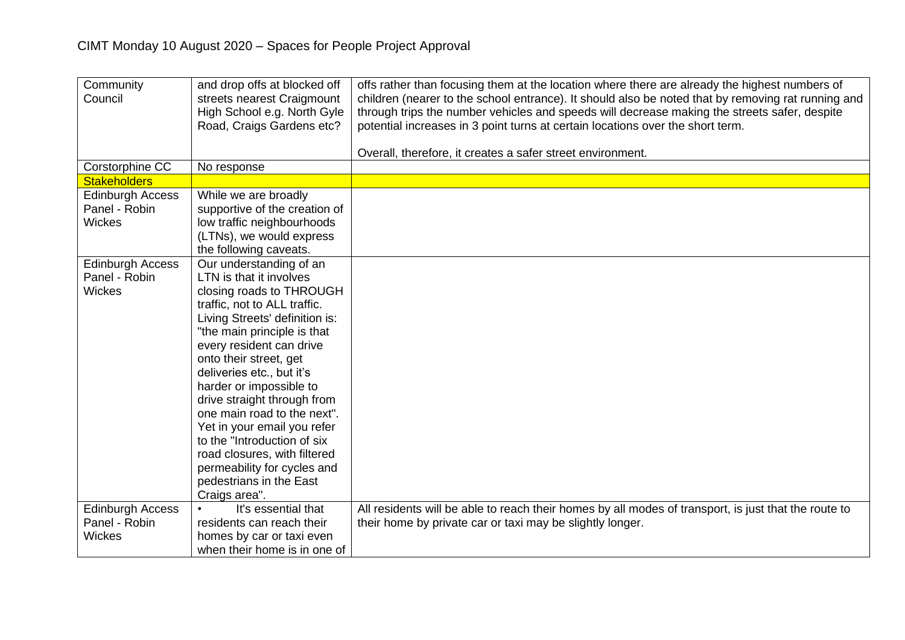CIMT Monday 10 August 2020 – Spaces for People Project Approval

| | | |
|---|---|---|
| Community Council | and drop offs at blocked off streets nearest Craigmount High School e.g. North Gyle Road, Craigs Gardens etc? | offs rather than focusing them at the location where there are already the highest numbers of children (nearer to the school entrance). It should also be noted that by removing rat running and through trips the number vehicles and speeds will decrease making the streets safer, despite potential increases in 3 point turns at certain locations over the short term.<br><br>Overall, therefore, it creates a safer street environment. |
| Corstorphine CC | No response | |
| **Stakeholders** | | |
| Edinburgh Access Panel - Robin Wickes | While we are broadly supportive of the creation of low traffic neighbourhoods (LTNs), we would express the following caveats. | |
| Edinburgh Access Panel - Robin Wickes | Our understanding of an LTN is that it involves closing roads to THROUGH traffic, not to ALL traffic. Living Streets' definition is: "the main principle is that every resident can drive onto their street, get deliveries etc., but it's harder or impossible to drive straight through from one main road to the next". Yet in your email you refer to the "Introduction of six road closures, with filtered permeability for cycles and pedestrians in the East Craigs area". | |
| Edinburgh Access Panel - Robin Wickes | • It's essential that residents can reach their homes by car or taxi even when their home is in one of | All residents will be able to reach their homes by all modes of transport, is just that the route to their home by private car or taxi may be slightly longer. |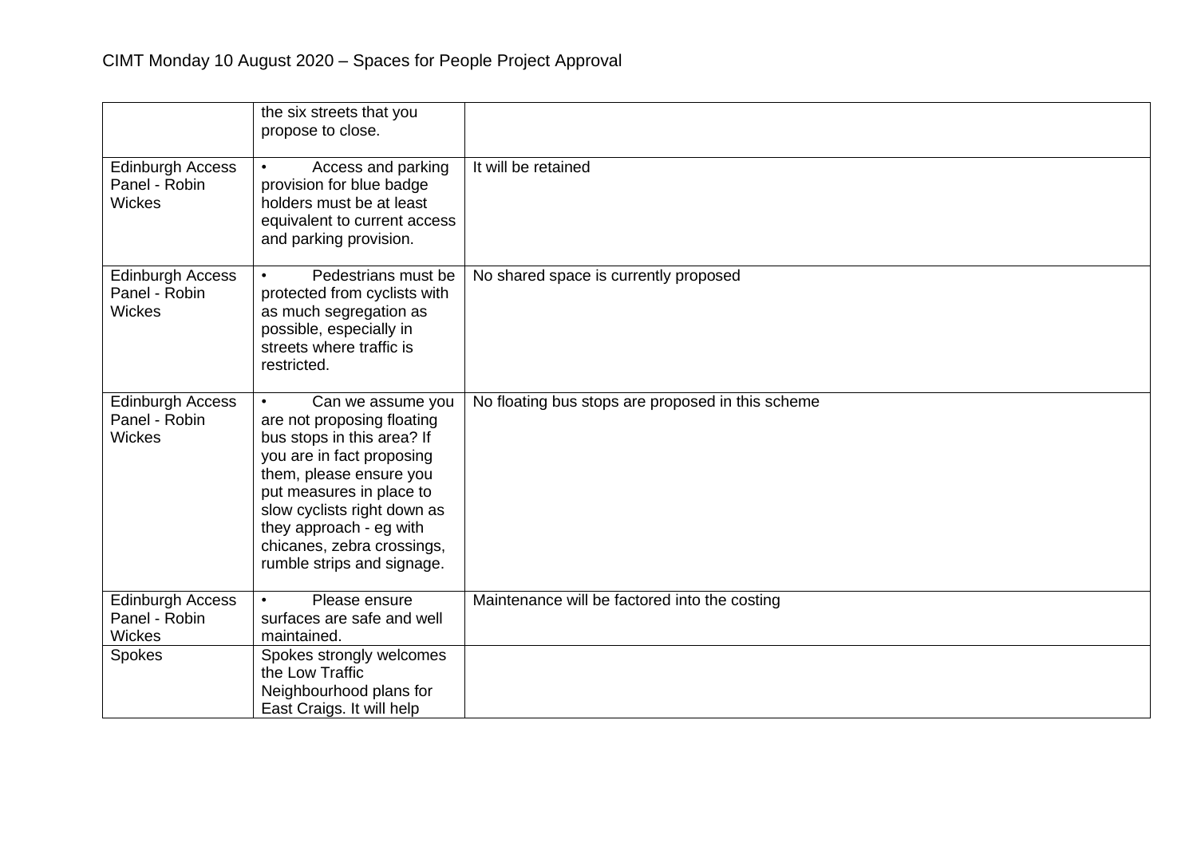| | | |
|---|---|---|
| | the six streets that you propose to close. | |
| Edinburgh Access Panel - Robin Wickes | • Access and parking provision for blue badge holders must be at least equivalent to current access and parking provision. | It will be retained |
| Edinburgh Access Panel - Robin Wickes | • Pedestrians must be protected from cyclists with as much segregation as possible, especially in streets where traffic is restricted. | No shared space is currently proposed |
| Edinburgh Access Panel - Robin Wickes | • Can we assume you are not proposing floating bus stops in this area? If you are in fact proposing them, please ensure you put measures in place to slow cyclists right down as they approach - eg with chicanes, zebra crossings, rumble strips and signage. | No floating bus stops are proposed in this scheme |
| Edinburgh Access Panel - Robin Wickes | • Please ensure surfaces are safe and well maintained. | Maintenance will be factored into the costing |
| Spokes | Spokes strongly welcomes the Low Traffic Neighbourhood plans for East Craigs. It will help | |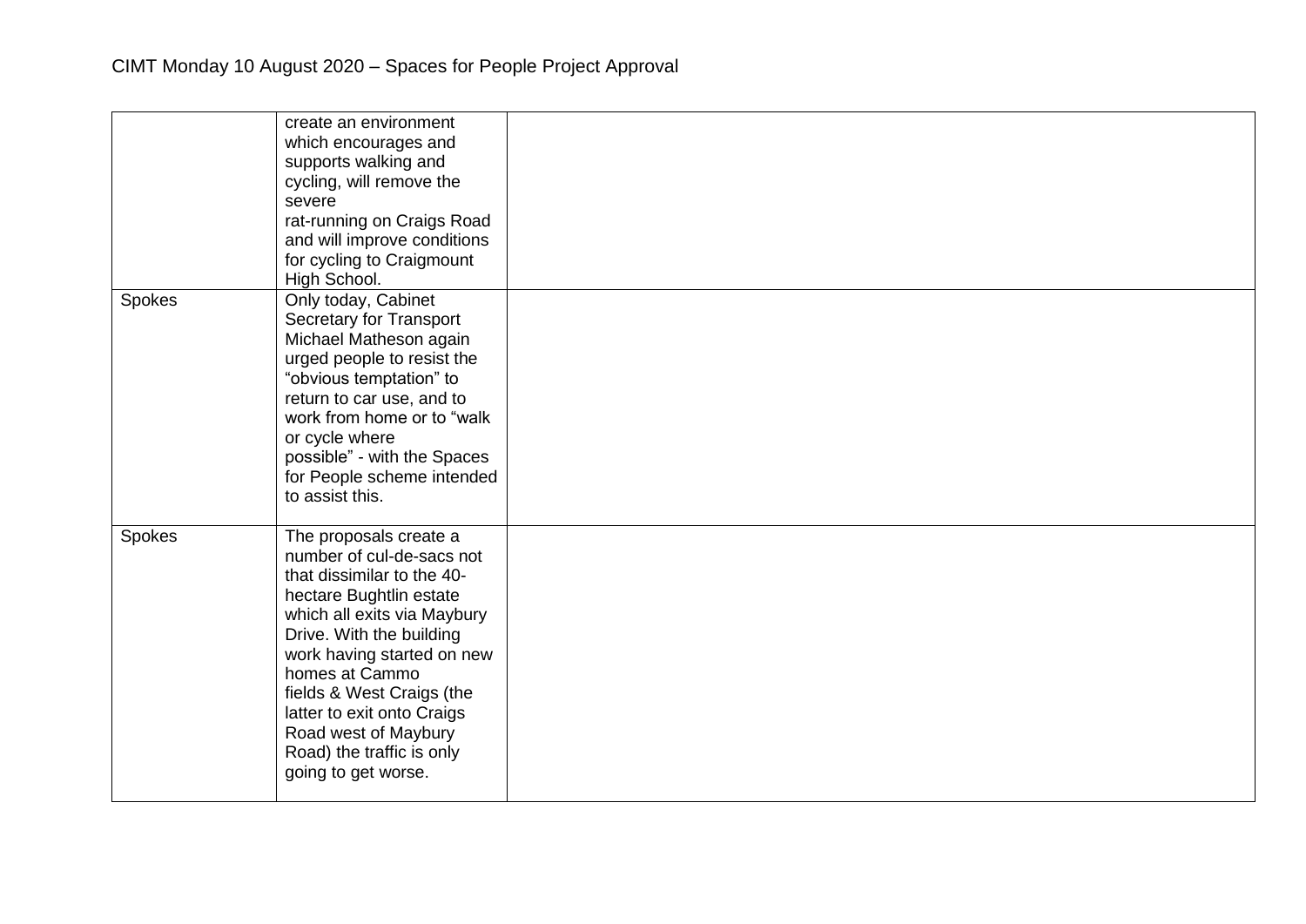| | | |
|---|---|---|
| | create an environment which encourages and supports walking and cycling, will remove the severe rat-running on Craigs Road and will improve conditions for cycling to Craigmount High School. | |
| Spokes | Only today, Cabinet Secretary for Transport Michael Matheson again urged people to resist the "obvious temptation" to return to car use, and to work from home or to "walk or cycle where possible" - with the Spaces for People scheme intended to assist this. | |
| Spokes | The proposals create a number of cul-de-sacs not that dissimilar to the 40-hectare Bughtlin estate which all exits via Maybury Drive. With the building work having started on new homes at Cammo fields & West Craigs (the latter to exit onto Craigs Road west of Maybury Road) the traffic is only going to get worse. | |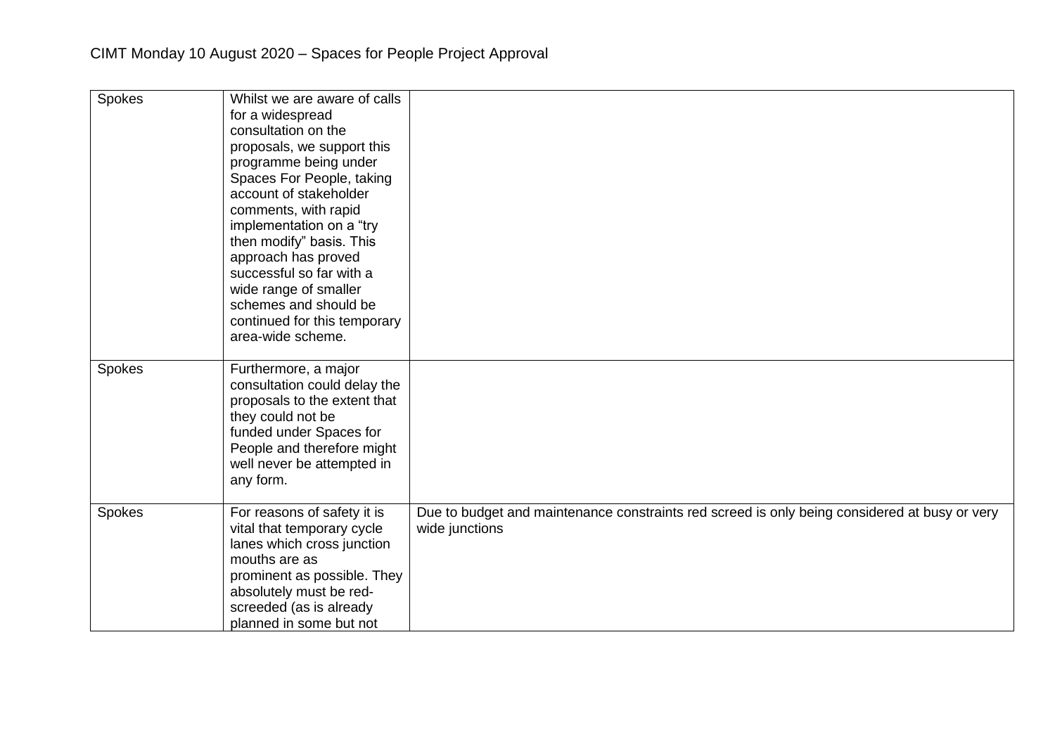| Spokes | Whilst we are aware of calls for a widespread consultation on the proposals, we support this programme being under Spaces For People, taking account of stakeholder comments, with rapid implementation on a "try then modify" basis. This approach has proved successful so far with a wide range of smaller schemes and should be continued for this temporary area-wide scheme. | |
|---|---|---|
| Spokes | Furthermore, a major consultation could delay the proposals to the extent that they could not be funded under Spaces for People and therefore might well never be attempted in any form. | |
| Spokes | For reasons of safety it is vital that temporary cycle lanes which cross junction mouths are as prominent as possible. They absolutely must be red-screeded (as is already planned in some but not | Due to budget and maintenance constraints red screed is only being considered at busy or very wide junctions |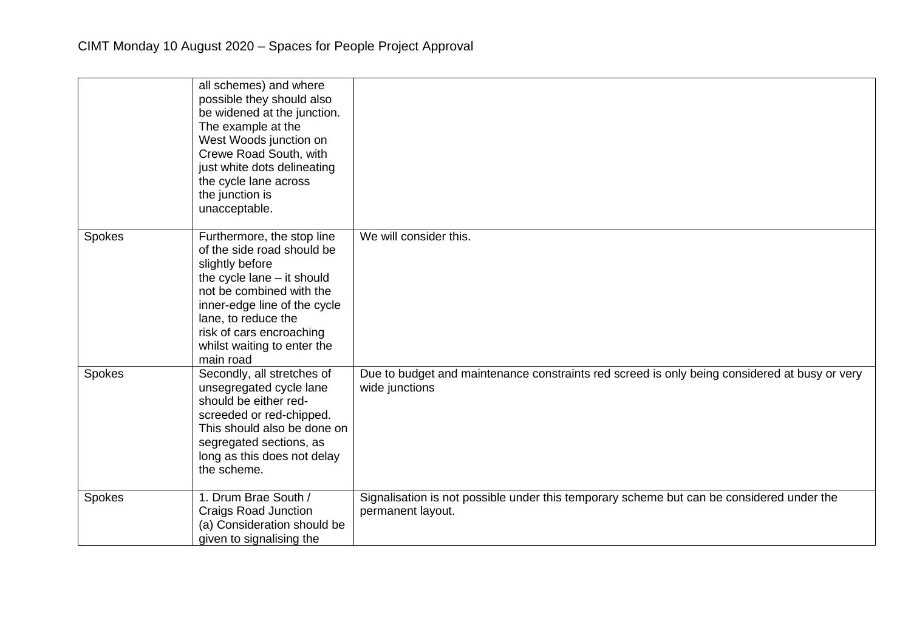| | | |
|---|---|---|
| | all schemes) and where possible they should also be widened at the junction. The example at the West Woods junction on Crewe Road South, with just white dots delineating the cycle lane across the junction is unacceptable. | |
| Spokes | Furthermore, the stop line of the side road should be slightly before the cycle lane – it should not be combined with the inner-edge line of the cycle lane, to reduce the risk of cars encroaching whilst waiting to enter the main road | We will consider this. |
| Spokes | Secondly, all stretches of unsegregated cycle lane should be either red-screeded or red-chipped. This should also be done on segregated sections, as long as this does not delay the scheme. | Due to budget and maintenance constraints red screed is only being considered at busy or very wide junctions |
| Spokes | 1. Drum Brae South / Craigs Road Junction (a) Consideration should be given to signalising the | Signalisation is not possible under this temporary scheme but can be considered under the permanent layout. |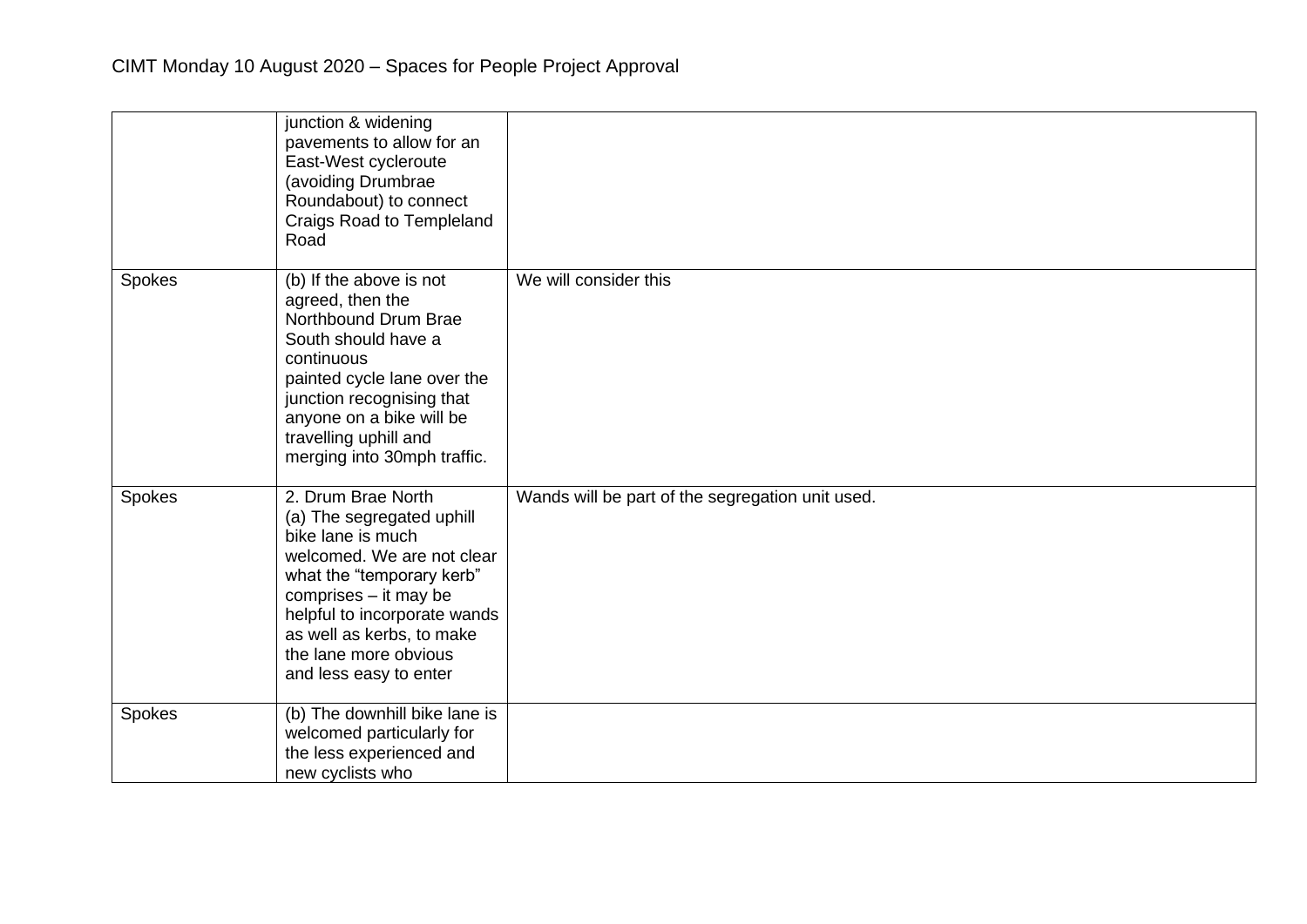| | | |
|---|---|---|
| | junction & widening pavements to allow for an East-West cycleroute (avoiding Drumbrae Roundabout) to connect Craigs Road to Templeland Road | |
| Spokes | (b) If the above is not agreed, then the Northbound Drum Brae South should have a continuous painted cycle lane over the junction recognising that anyone on a bike will be travelling uphill and merging into 30mph traffic. | We will consider this |
| Spokes | 2. Drum Brae North (a) The segregated uphill bike lane is much welcomed. We are not clear what the "temporary kerb" comprises – it may be helpful to incorporate wands as well as kerbs, to make the lane more obvious and less easy to enter | Wands will be part of the segregation unit used. |
| Spokes | (b) The downhill bike lane is welcomed particularly for the less experienced and new cyclists who | |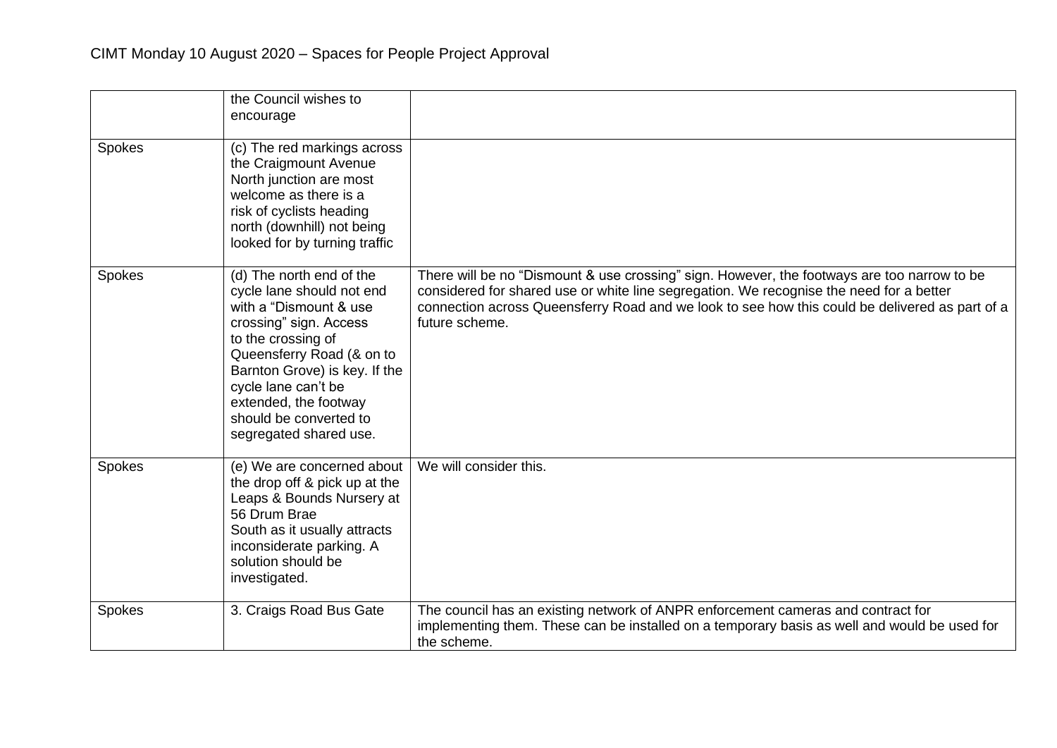| | | |
|---|---|---|
| | the Council wishes to encourage | |
| Spokes | (c) The red markings across the Craigmount Avenue North junction are most welcome as there is a risk of cyclists heading north (downhill) not being looked for by turning traffic | |
| Spokes | (d) The north end of the cycle lane should not end with a "Dismount & use crossing" sign. Access to the crossing of Queensferry Road (& on to Barnton Grove) is key. If the cycle lane can't be extended, the footway should be converted to segregated shared use. | There will be no "Dismount & use crossing" sign. However, the footways are too narrow to be considered for shared use or white line segregation. We recognise the need for a better connection across Queensferry Road and we look to see how this could be delivered as part of a future scheme. |
| Spokes | (e) We are concerned about the drop off & pick up at the Leaps & Bounds Nursery at 56 Drum Brae South as it usually attracts inconsiderate parking. A solution should be investigated. | We will consider this. |
| Spokes | 3. Craigs Road Bus Gate | The council has an existing network of ANPR enforcement cameras and contract for implementing them. These can be installed on a temporary basis as well and would be used for the scheme. |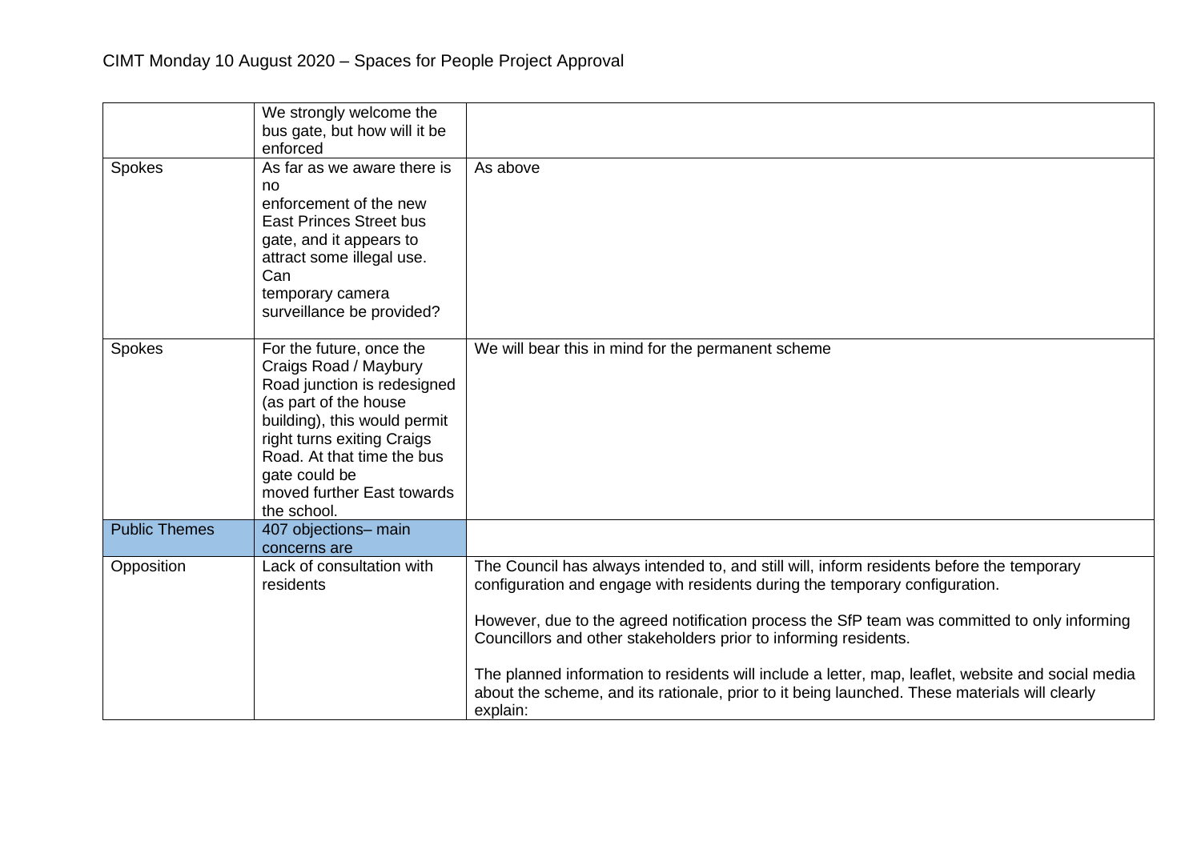CIMT Monday 10 August 2020 – Spaces for People Project Approval

| | | |
|---|---|---|
| | We strongly welcome the bus gate, but how will it be enforced | |
| Spokes | As far as we aware there is no enforcement of the new East Princes Street bus gate, and it appears to attract some illegal use. Can temporary camera surveillance be provided? | As above |
| Spokes | For the future, once the Craigs Road / Maybury Road junction is redesigned (as part of the house building), this would permit right turns exiting Craigs Road. At that time the bus gate could be moved further East towards the school. | We will bear this in mind for the permanent scheme |
| Public Themes | 407 objections– main concerns are | |
| Opposition | Lack of consultation with residents | The Council has always intended to, and still will, inform residents before the temporary configuration and engage with residents during the temporary configuration.<br><br>However, due to the agreed notification process the SfP team was committed to only informing Councillors and other stakeholders prior to informing residents.<br><br>The planned information to residents will include a letter, map, leaflet, website and social media about the scheme, and its rationale, prior to it being launched. These materials will clearly explain: |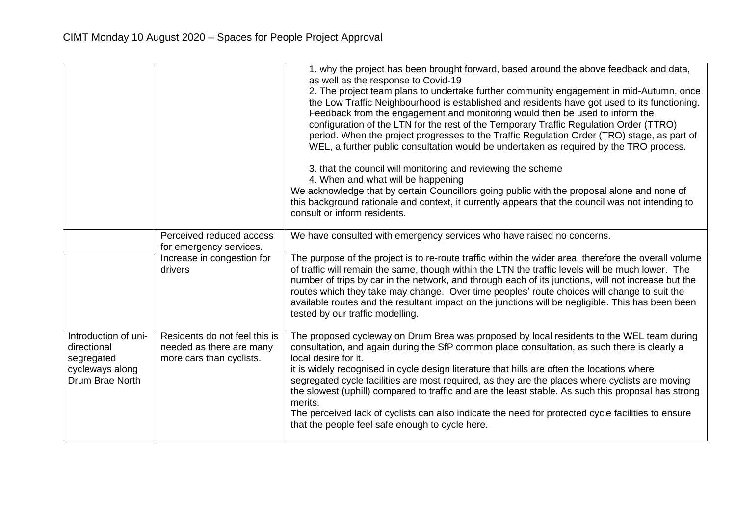CIMT Monday 10 August 2020 – Spaces for People Project Approval

| | | |
|---|---|---|
| | | 1. why the project has been brought forward, based around the above feedback and data, as well as the response to Covid-19<br>2. The project team plans to undertake further community engagement in mid-Autumn, once the Low Traffic Neighbourhood is established and residents have got used to its functioning. Feedback from the engagement and monitoring would then be used to inform the configuration of the LTN for the rest of the Temporary Traffic Regulation Order (TTRO) period. When the project progresses to the Traffic Regulation Order (TRO) stage, as part of WEL, a further public consultation would be undertaken as required by the TRO process.<br><br>3. that the council will monitoring and reviewing the scheme<br>4. When and what will be happening<br>We acknowledge that by certain Councillors going public with the proposal alone and none of this background rationale and context, it currently appears that the council was not intending to consult or inform residents. |
| | Perceived reduced access for emergency services. | We have consulted with emergency services who have raised no concerns. |
| | Increase in congestion for drivers | The purpose of the project is to re-route traffic within the wider area, therefore the overall volume of traffic will remain the same, though within the LTN the traffic levels will be much lower. The number of trips by car in the network, and through each of its junctions, will not increase but the routes which they take may change. Over time peoples' route choices will change to suit the available routes and the resultant impact on the junctions will be negligible. This has been tested by our traffic modelling. |
| Introduction of uni-directional segregated cycleways along Drum Brae North | Residents do not feel this is needed as there are many more cars than cyclists. | The proposed cycleway on Drum Brea was proposed by local residents to the WEL team during consultation, and again during the SfP common place consultation, as such there is clearly a local desire for it.<br>it is widely recognised in cycle design literature that hills are often the locations where segregated cycle facilities are most required, as they are the places where cyclists are moving the slowest (uphill) compared to traffic and are the least stable. As such this proposal has strong merits.<br>The perceived lack of cyclists can also indicate the need for protected cycle facilities to ensure that the people feel safe enough to cycle here. |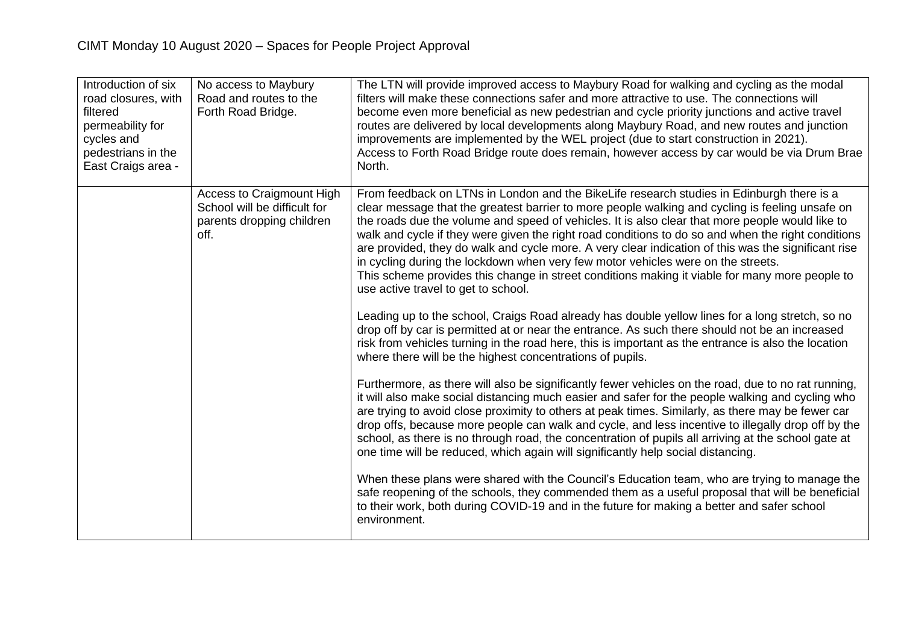CIMT Monday 10 August 2020 – Spaces for People Project Approval

| | | |
|---|---|---|
| Introduction of six road closures, with filtered permeability for cycles and pedestrians in the East Craigs area - | No access to Maybury Road and routes to the Forth Road Bridge. | The LTN will provide improved access to Maybury Road for walking and cycling as the modal filters will make these connections safer and more attractive to use. The connections will become even more beneficial as new pedestrian and cycle priority junctions and active travel routes are delivered by local developments along Maybury Road, and new routes and junction improvements are implemented by the WEL project (due to start construction in 2021).<br>Access to Forth Road Bridge route does remain, however access by car would be via Drum Brae North. |
| | Access to Craigmount High School will be difficult for parents dropping children off. | From feedback on LTNs in London and the BikeLife research studies in Edinburgh there is a clear message that the greatest barrier to more people walking and cycling is feeling unsafe on the roads due the volume and speed of vehicles. It is also clear that more people would like to walk and cycle if they were given the right road conditions to do so and when the right conditions are provided, they do walk and cycle more. A very clear indication of this was the significant rise in cycling during the lockdown when very few motor vehicles were on the streets.<br>This scheme provides this change in street conditions making it viable for many more people to use active travel to get to school.<br><br>Leading up to the school, Craigs Road already has double yellow lines for a long stretch, so no drop off by car is permitted at or near the entrance. As such there should not be an increased risk from vehicles turning in the road here, this is important as the entrance is also the location where there will be the highest concentrations of pupils.<br><br>Furthermore, as there will also be significantly fewer vehicles on the road, due to no rat running, it will also make social distancing much easier and safer for the people walking and cycling who are trying to avoid close proximity to others at peak times. Similarly, as there may be fewer car drop offs, because more people can walk and cycle, and less incentive to illegally drop off by the school, as there is no through road, the concentration of pupils all arriving at the school gate at one time will be reduced, which again will significantly help social distancing.<br><br>When these plans were shared with the Council's Education team, who are trying to manage the safe reopening of the schools, they commended them as a useful proposal that will be beneficial to their work, both during COVID-19 and in the future for making a better and safer school environment. |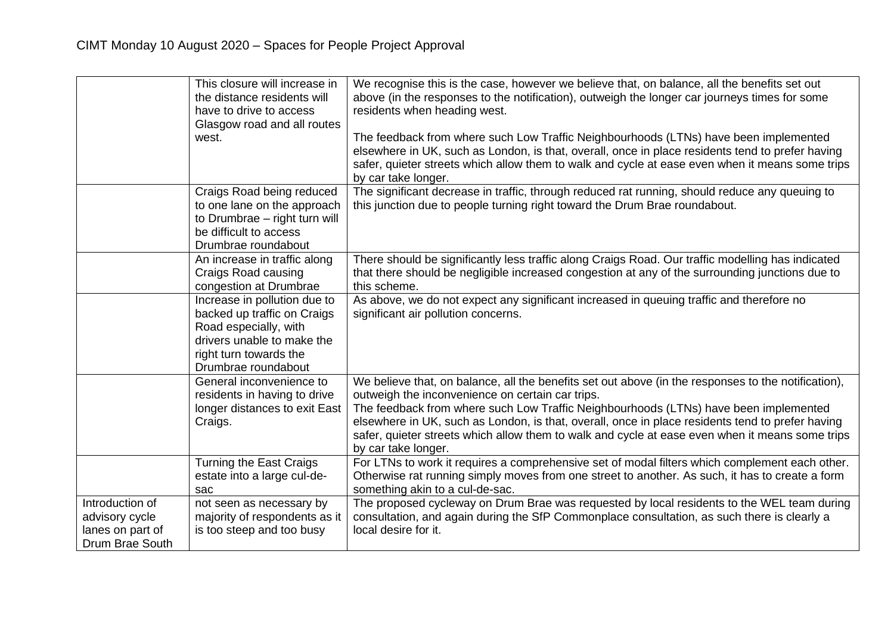CIMT Monday 10 August 2020 – Spaces for People Project Approval

| | | |
|---|---|---|
| | This closure will increase in the distance residents will have to drive to access Glasgow road and all routes west. | We recognise this is the case, however we believe that, on balance, all the benefits set out above (in the responses to the notification), outweigh the longer car journeys times for some residents when heading west.<br><br>The feedback from where such Low Traffic Neighbourhoods (LTNs) have been implemented elsewhere in UK, such as London, is that, overall, once in place residents tend to prefer having safer, quieter streets which allow them to walk and cycle at ease even when it means some trips by car take longer. |
| | Craigs Road being reduced to one lane on the approach to Drumbrae – right turn will be difficult to access Drumbrae roundabout | The significant decrease in traffic, through reduced rat running, should reduce any queuing to this junction due to people turning right toward the Drum Brae roundabout. |
| | An increase in traffic along Craigs Road causing congestion at Drumbrae | There should be significantly less traffic along Craigs Road. Our traffic modelling has indicated that there should be negligible increased congestion at any of the surrounding junctions due to this scheme. |
| | Increase in pollution due to backed up traffic on Craigs Road especially, with drivers unable to make the right turn towards the Drumbrae roundabout | As above, we do not expect any significant increased in queuing traffic and therefore no significant air pollution concerns. |
| | General inconvenience to residents in having to drive longer distances to exit East Craigs. | We believe that, on balance, all the benefits set out above (in the responses to the notification), outweigh the inconvenience on certain car trips.<br>The feedback from where such Low Traffic Neighbourhoods (LTNs) have been implemented elsewhere in UK, such as London, is that, overall, once in place residents tend to prefer having safer, quieter streets which allow them to walk and cycle at ease even when it means some trips by car take longer. |
| | Turning the East Craigs estate into a large cul-de-sac | For LTNs to work it requires a comprehensive set of modal filters which complement each other. Otherwise rat running simply moves from one street to another. As such, it has to create a form something akin to a cul-de-sac. |
| Introduction of advisory cycle lanes on part of Drum Brae South | not seen as necessary by majority of respondents as it is too steep and too busy | The proposed cycleway on Drum Brae was requested by local residents to the WEL team during consultation, and again during the SfP Commonplace consultation, as such there is clearly a local desire for it. |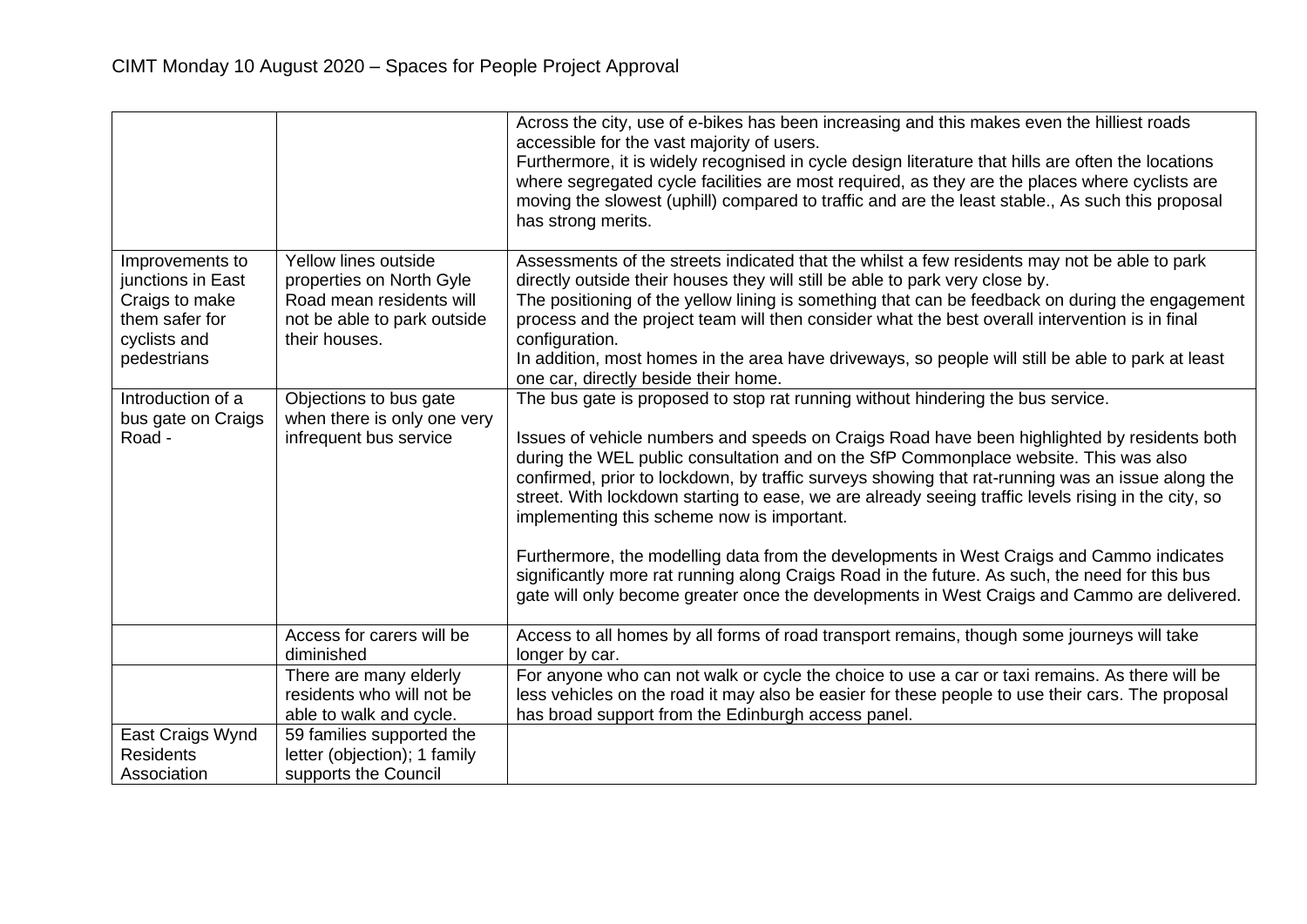CIMT Monday 10 August 2020 – Spaces for People Project Approval

| | | |
|---|---|---|
| | | Across the city, use of e-bikes has been increasing and this makes even the hilliest roads accessible for the vast majority of users.<br>Furthermore, it is widely recognised in cycle design literature that hills are often the locations where segregated cycle facilities are most required, as they are the places where cyclists are moving the slowest (uphill) compared to traffic and are the least stable., As such this proposal has strong merits. |
| Improvements to junctions in East Craigs to make them safer for cyclists and pedestrians | Yellow lines outside properties on North Gyle Road mean residents will not be able to park outside their houses. | Assessments of the streets indicated that the whilst a few residents may not be able to park directly outside their houses they will still be able to park very close by.<br>The positioning of the yellow lining is something that can be feedback on during the engagement process and the project team will then consider what the best overall intervention is in final configuration.<br>In addition, most homes in the area have driveways, so people will still be able to park at least one car, directly beside their home. |
| Introduction of a bus gate on Craigs Road - | Objections to bus gate when there is only one very infrequent bus service | The bus gate is proposed to stop rat running without hindering the bus service.<br><br>Issues of vehicle numbers and speeds on Craigs Road have been highlighted by residents both during the WEL public consultation and on the SfP Commonplace website. This was also confirmed, prior to lockdown, by traffic surveys showing that rat-running was an issue along the street. With lockdown starting to ease, we are already seeing traffic levels rising in the city, so implementing this scheme now is important.<br><br>Furthermore, the modelling data from the developments in West Craigs and Cammo indicates significantly more rat running along Craigs Road in the future. As such, the need for this bus gate will only become greater once the developments in West Craigs and Cammo are delivered. |
| | Access for carers will be diminished | Access to all homes by all forms of road transport remains, though some journeys will take longer by car. |
| | There are many elderly residents who will not be able to walk and cycle. | For anyone who can not walk or cycle the choice to use a car or taxi remains. As there will be less vehicles on the road it may also be easier for these people to use their cars. The proposal has broad support from the Edinburgh access panel. |
| East Craigs Wynd Residents Association | 59 families supported the letter (objection); 1 family supports the Council | |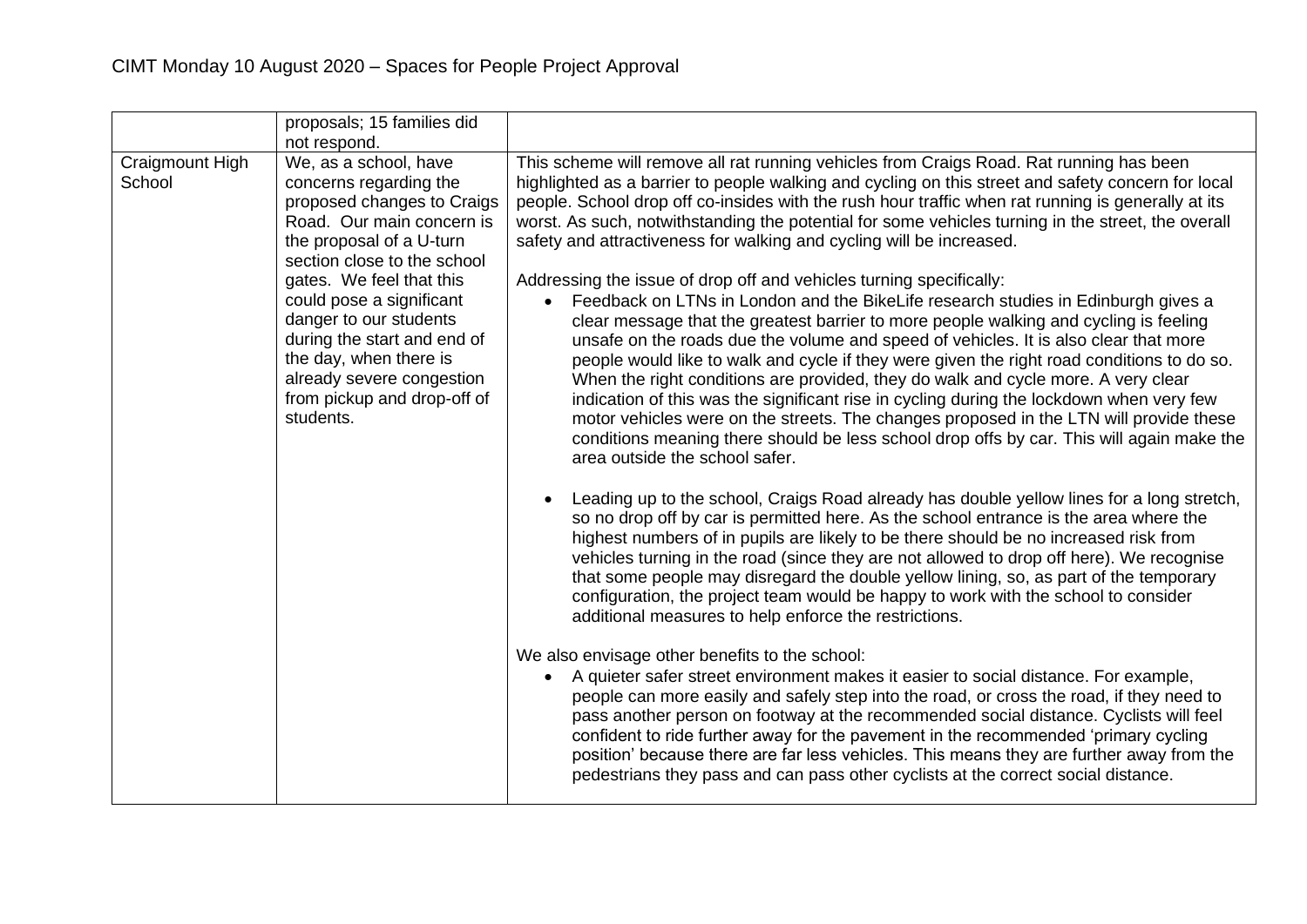| | | |
|---|---|---|
| | proposals; 15 families did not respond. | |
| Craigmount High School | We, as a school, have concerns regarding the proposed changes to Craigs Road. Our main concern is the proposal of a U-turn section close to the school gates. We feel that this could pose a significant danger to our students during the start and end of the day, when there is already severe congestion from pickup and drop-off of students. | This scheme will remove all rat running vehicles from Craigs Road. Rat running has been highlighted as a barrier to people walking and cycling on this street and safety concern for local people. School drop off co-insides with the rush hour traffic when rat running is generally at its worst. As such, notwithstanding the potential for some vehicles turning in the street, the overall safety and attractiveness for walking and cycling will be increased.<br><br>Addressing the issue of drop off and vehicles turning specifically:<br>• Feedback on LTNs in London and the BikeLife research studies in Edinburgh gives a clear message that the greatest barrier to more people walking and cycling is feeling unsafe on the roads due the volume and speed of vehicles. It is also clear that more people would like to walk and cycle if they were given the right road conditions to do so. When the right conditions are provided, they do walk and cycle more. A very clear indication of this was the significant rise in cycling during the lockdown when very few motor vehicles were on the streets. The changes proposed in the LTN will provide these conditions meaning there should be less school drop offs by car. This will again make the area outside the school safer.<br><br>• Leading up to the school, Craigs Road already has double yellow lines for a long stretch, so no drop off by car is permitted here. As the school entrance is the area where the highest numbers of in pupils are likely to be there should be no increased risk from vehicles turning in the road (since they are not allowed to drop off here). We recognise that some people may disregard the double yellow lining, so, as part of the temporary configuration, the project team would be happy to work with the school to consider additional measures to help enforce the restrictions.<br><br>We also envisage other benefits to the school:<br>• A quieter safer street environment makes it easier to social distance. For example, people can more easily and safely step into the road, or cross the road, if they need to pass another person on footway at the recommended social distance. Cyclists will feel confident to ride further away for the pavement in the recommended 'primary cycling position' because there are far less vehicles. This means they are further away from the pedestrians they pass and can pass other cyclists at the correct social distance. |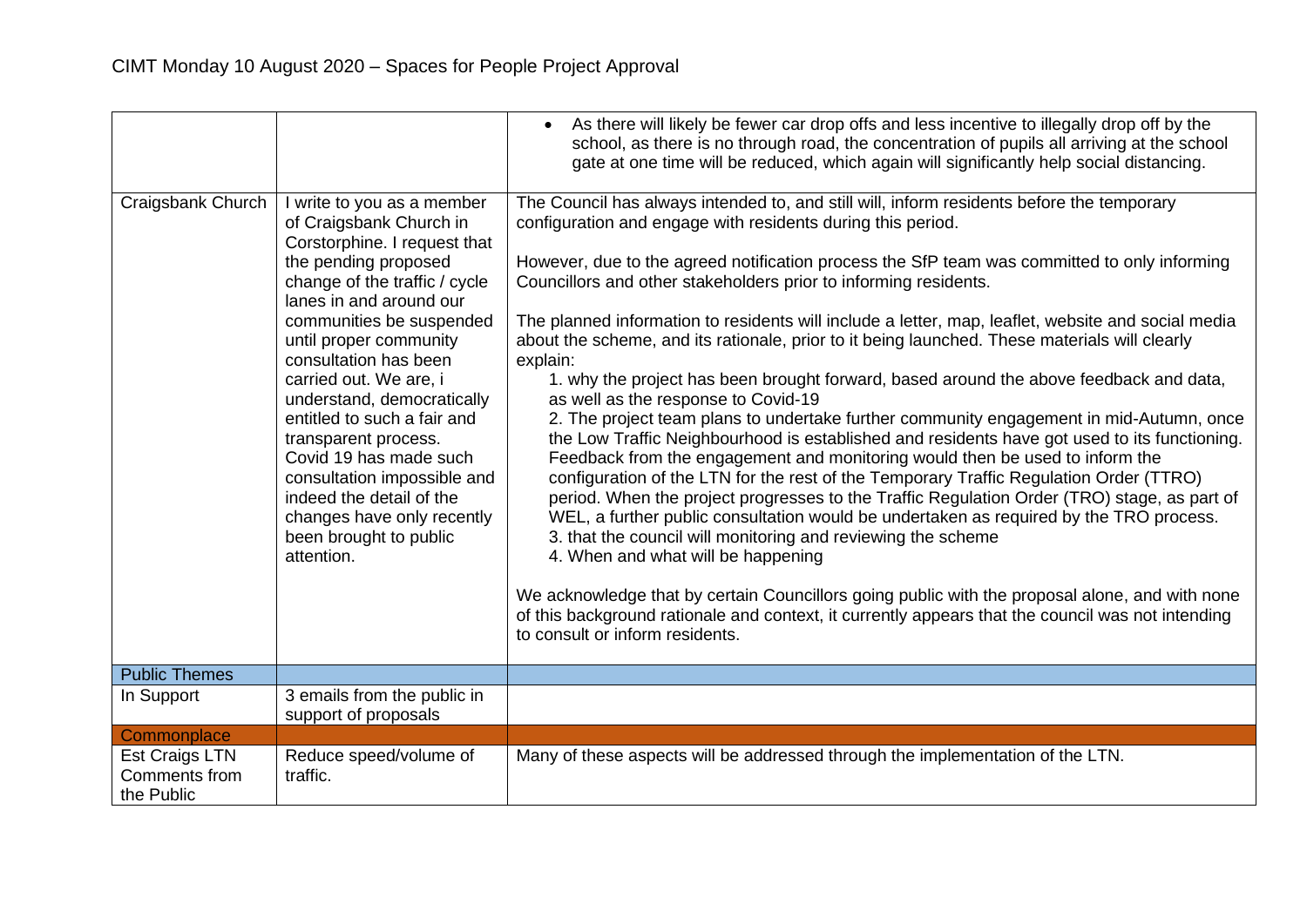# CIMT Monday 10 August 2020 – Spaces for People Project Approval

| | | |
|---|---|---|
| | | • As there will likely be fewer car drop offs and less incentive to illegally drop off by the school, as there is no through road, the concentration of pupils all arriving at the school gate at one time will be reduced, which again will significantly help social distancing. |
| Craigsbank Church | I write to you as a member of Craigsbank Church in Corstorphine. I request that the pending proposed change of the traffic / cycle lanes in and around our communities be suspended until proper community consultation has been carried out. We are, i understand, democratically entitled to such a fair and transparent process. Covid 19 has made such consultation impossible and indeed the detail of the changes have only recently been brought to public attention. | The Council has always intended to, and still will, inform residents before the temporary configuration and engage with residents during this period.<br><br>However, due to the agreed notification process the SfP team was committed to only informing Councillors and other stakeholders prior to informing residents.<br><br>The planned information to residents will include a letter, map, leaflet, website and social media about the scheme, and its rationale, prior to it being launched. These materials will clearly explain:<br>1. why the project has been brought forward, based around the above feedback and data, as well as the response to Covid-19<br>2. The project team plans to undertake further community engagement in mid-Autumn, once the Low Traffic Neighbourhood is established and residents have got used to its functioning. Feedback from the engagement and monitoring would then be used to inform the configuration of the LTN for the rest of the Temporary Traffic Regulation Order (TTRO) period. When the project progresses to the Traffic Regulation Order (TRO) stage, as part of WEL, a further public consultation would be undertaken as required by the TRO process.<br>3. that the council will monitoring and reviewing the scheme<br>4. When and what will be happening<br><br>We acknowledge that by certain Councillors going public with the proposal alone, and with none of this background rationale and context, it currently appears that the council was not intending to consult or inform residents. |
| **Public Themes** | | |
| In Support | 3 emails from the public in support of proposals | |
| **Commonplace** | | |
| Est Craigs LTN Comments from the Public | Reduce speed/volume of traffic. | Many of these aspects will be addressed through the implementation of the LTN. |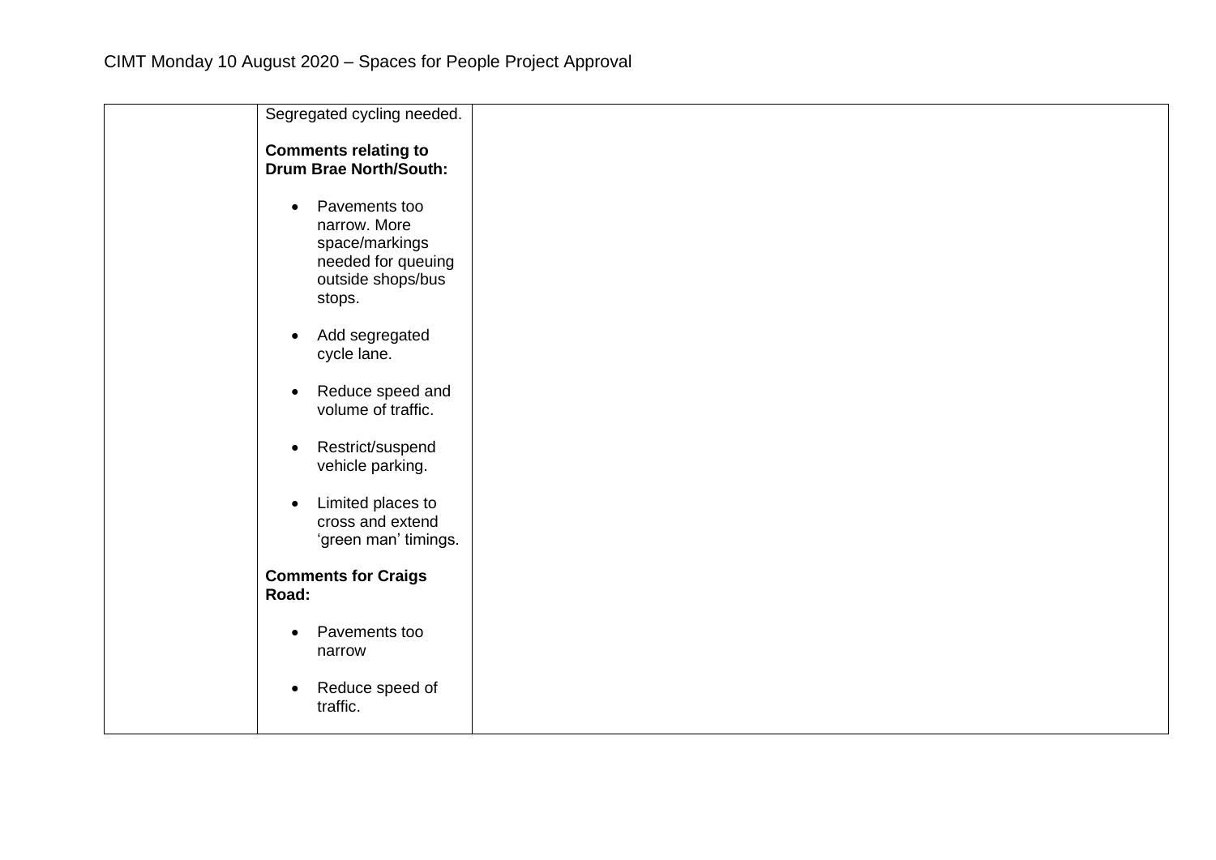| | | |
|---|---|---|
| | Segregated cycling needed.<br><br>**Comments relating to Drum Brae North/South:**<br><br>• Pavements too narrow. More space/markings needed for queuing outside shops/bus stops.<br><br>• Add segregated cycle lane.<br><br>• Reduce speed and volume of traffic.<br><br>• Restrict/suspend vehicle parking.<br><br>• Limited places to cross and extend 'green man' timings.<br><br>**Comments for Craigs Road:**<br><br>• Pavements too narrow<br><br>• Reduce speed of traffic. | |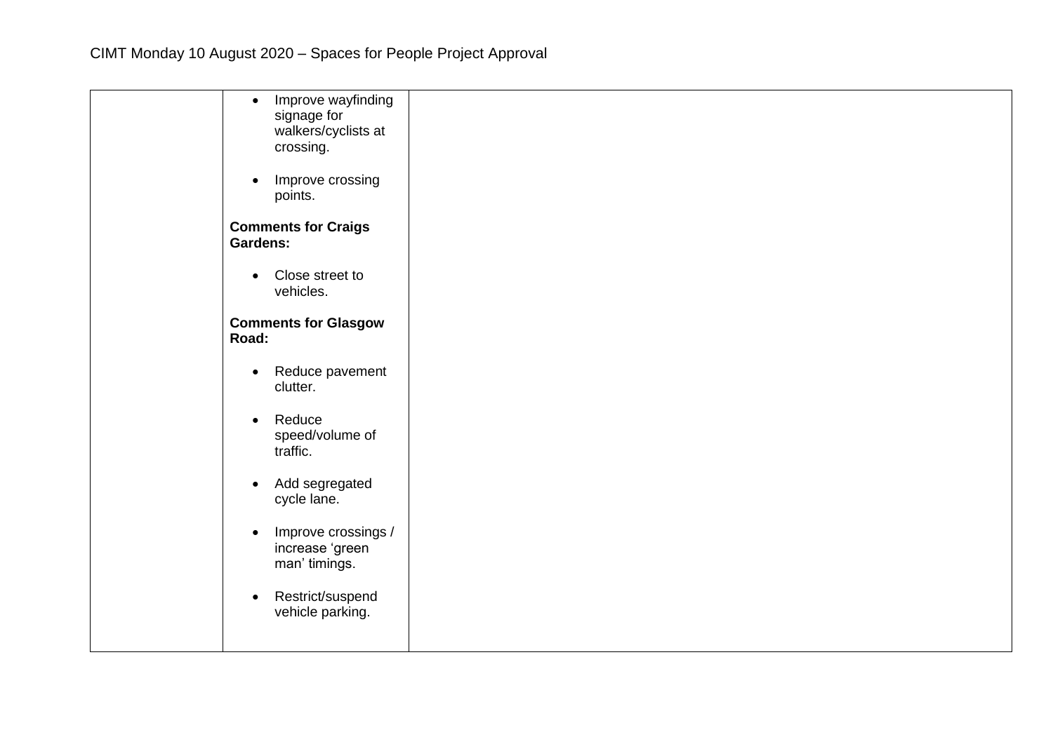| | | |
|---|---|---|
| | <ul><li>Improve wayfinding signage for walkers/cyclists at crossing.</li><li>Improve crossing points.</li></ul>**Comments for Craigs Gardens:**<ul><li>Close street to vehicles.</li></ul>**Comments for Glasgow Road:**<ul><li>Reduce pavement clutter.</li><li>Reduce speed/volume of traffic.</li><li>Add segregated cycle lane.</li><li>Improve crossings / increase 'green man' timings.</li><li>Restrict/suspend vehicle parking.</li></ul> | |